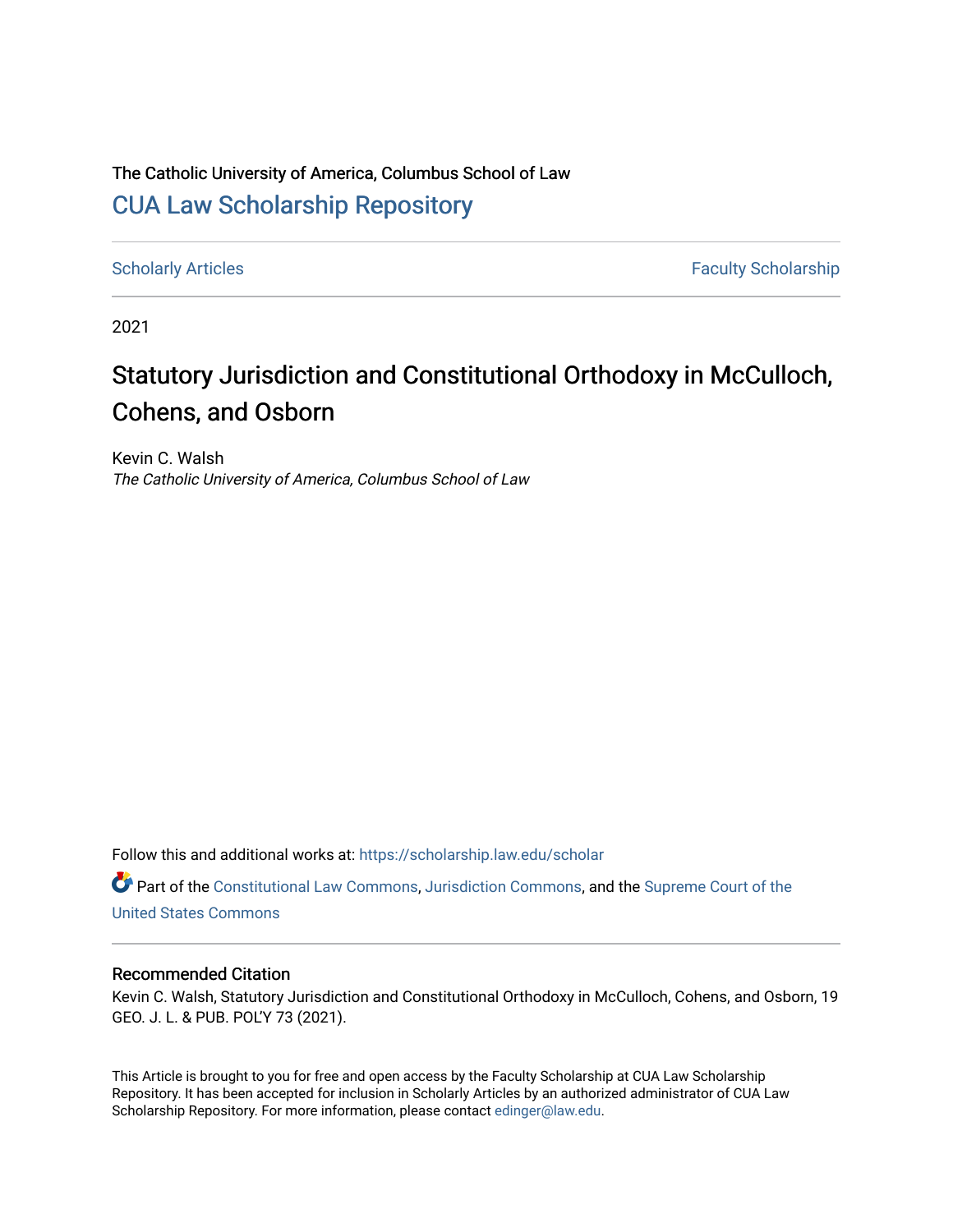The Catholic University of America, Columbus School of Law

CUA Law Scholarship Repository

Scholarly Articles | Faculty Scholarship

2021

# Statutory Jurisdiction and Constitutional Orthodoxy in McCulloch, Cohens, and Osborn

Kevin C. Walsh
*The Catholic University of America, Columbus School of Law*

Follow this and additional works at: https://scholarship.law.edu/scholar

Part of the Constitutional Law Commons, Jurisdiction Commons, and the Supreme Court of the United States Commons

## Recommended Citation

Kevin C. Walsh, Statutory Jurisdiction and Constitutional Orthodoxy in McCulloch, Cohens, and Osborn, 19 GEO. J. L. & PUB. POL'Y 73 (2021).

This Article is brought to you for free and open access by the Faculty Scholarship at CUA Law Scholarship Repository. It has been accepted for inclusion in Scholarly Articles by an authorized administrator of CUA Law Scholarship Repository. For more information, please contact edinger@law.edu.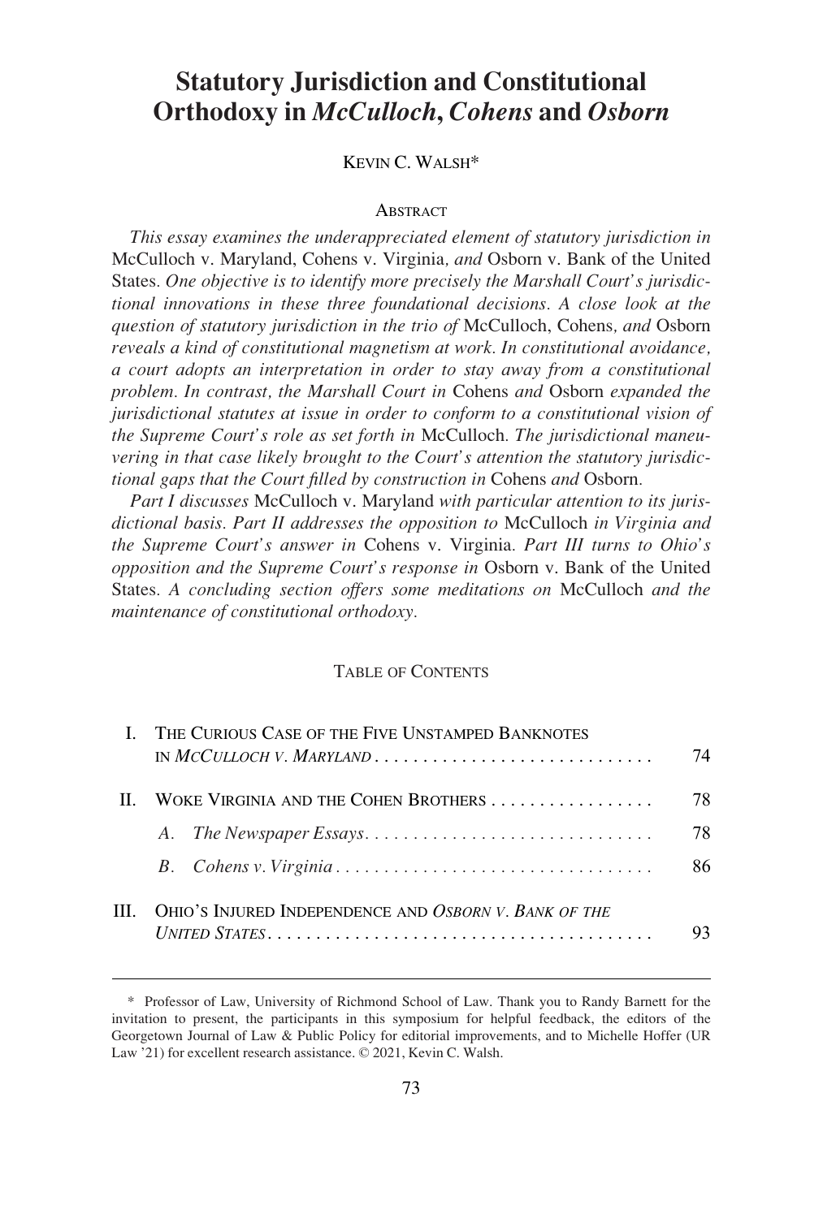# Statutory Jurisdiction and Constitutional Orthodoxy in *McCulloch*, *Cohens* and *Osborn*

KEVIN C. WALSH*

## ABSTRACT

*This essay examines the underappreciated element of statutory jurisdiction in* McCulloch v. Maryland, Cohens v. Virginia*, and* Osborn v. Bank of the United States*. One objective is to identify more precisely the Marshall Court's jurisdictional innovations in these three foundational decisions. A close look at the question of statutory jurisdiction in the trio of* McCulloch, Cohens*, and* Osborn *reveals a kind of constitutional magnetism at work. In constitutional avoidance, a court adopts an interpretation in order to stay away from a constitutional problem. In contrast, the Marshall Court in* Cohens *and* Osborn *expanded the jurisdictional statutes at issue in order to conform to a constitutional vision of the Supreme Court's role as set forth in* McCulloch*. The jurisdictional maneuvering in that case likely brought to the Court's attention the statutory jurisdictional gaps that the Court filled by construction in* Cohens *and* Osborn*.*

*Part I discusses* McCulloch v. Maryland *with particular attention to its jurisdictional basis. Part II addresses the opposition to* McCulloch *in Virginia and the Supreme Court's answer in* Cohens v. Virginia*. Part III turns to Ohio's opposition and the Supreme Court's response in* Osborn v. Bank of the United States*. A concluding section offers some meditations on* McCulloch *and the maintenance of constitutional orthodoxy.*

## TABLE OF CONTENTS

| | | |
|---|---|---|
| I. | THE CURIOUS CASE OF THE FIVE UNSTAMPED BANKNOTES IN *MCCULLOCH V. MARYLAND* | 74 |
| II. | WOKE VIRGINIA AND THE COHEN BROTHERS | 78 |
| | A. *The Newspaper Essays* | 78 |
| | B. *Cohens v. Virginia* | 86 |
| III. | OHIO'S INJURED INDEPENDENCE AND *OSBORN V. BANK OF THE UNITED STATES* | 93 |

---

\* Professor of Law, University of Richmond School of Law. Thank you to Randy Barnett for the invitation to present, the participants in this symposium for helpful feedback, the editors of the Georgetown Journal of Law & Public Policy for editorial improvements, and to Michelle Hoffer (UR Law '21) for excellent research assistance. © 2021, Kevin C. Walsh.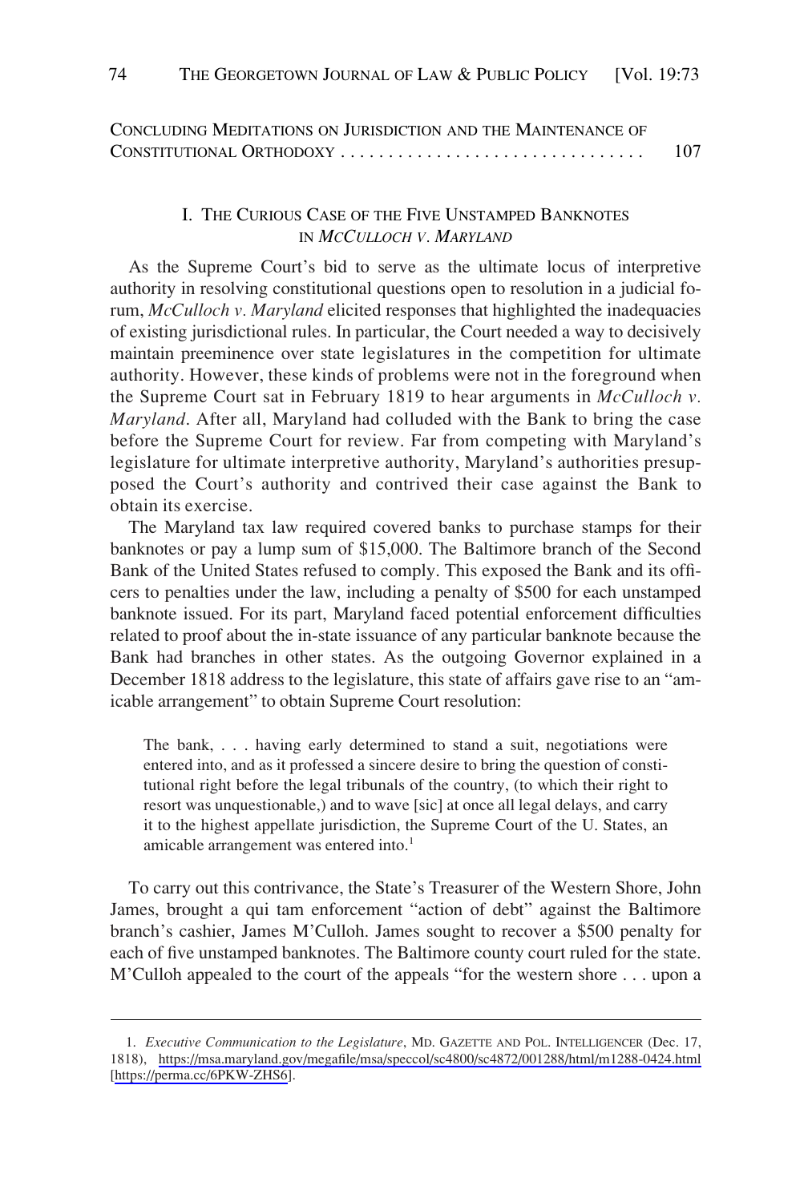CONCLUDING MEDITATIONS ON JURISDICTION AND THE MAINTENANCE OF CONSTITUTIONAL ORTHODOXY . . . . . . . . . . . . . . . . . . . . . . . . . . . . . . . . 107

## I. THE CURIOUS CASE OF THE FIVE UNSTAMPED BANKNOTES IN *MCCULLOCH V. MARYLAND*

As the Supreme Court's bid to serve as the ultimate locus of interpretive authority in resolving constitutional questions open to resolution in a judicial forum, *McCulloch v. Maryland* elicited responses that highlighted the inadequacies of existing jurisdictional rules. In particular, the Court needed a way to decisively maintain preeminence over state legislatures in the competition for ultimate authority. However, these kinds of problems were not in the foreground when the Supreme Court sat in February 1819 to hear arguments in *McCulloch v. Maryland*. After all, Maryland had colluded with the Bank to bring the case before the Supreme Court for review. Far from competing with Maryland's legislature for ultimate interpretive authority, Maryland's authorities presupposed the Court's authority and contrived their case against the Bank to obtain its exercise.

The Maryland tax law required covered banks to purchase stamps for their banknotes or pay a lump sum of $15,000. The Baltimore branch of the Second Bank of the United States refused to comply. This exposed the Bank and its officers to penalties under the law, including a penalty of $500 for each unstamped banknote issued. For its part, Maryland faced potential enforcement difficulties related to proof about the in-state issuance of any particular banknote because the Bank had branches in other states. As the outgoing Governor explained in a December 1818 address to the legislature, this state of affairs gave rise to an "amicable arrangement" to obtain Supreme Court resolution:

> The bank, . . . having early determined to stand a suit, negotiations were entered into, and as it professed a sincere desire to bring the question of constitutional right before the legal tribunals of the country, (to which their right to resort was unquestionable,) and to wave [sic] at once all legal delays, and carry it to the highest appellate jurisdiction, the Supreme Court of the U. States, an amicable arrangement was entered into.[1]

To carry out this contrivance, the State's Treasurer of the Western Shore, John James, brought a qui tam enforcement "action of debt" against the Baltimore branch's cashier, James M'Culloh. James sought to recover a $500 penalty for each of five unstamped banknotes. The Baltimore county court ruled for the state. M'Culloh appealed to the court of the appeals "for the western shore . . . upon a

---

1. *Executive Communication to the Legislature*, MD. GAZETTE AND POL. INTELLIGENCER (Dec. 17, 1818), https://msa.maryland.gov/megafile/msa/speccol/sc4800/sc4872/001288/html/m1288-0424.html [https://perma.cc/6PKW-ZHS6].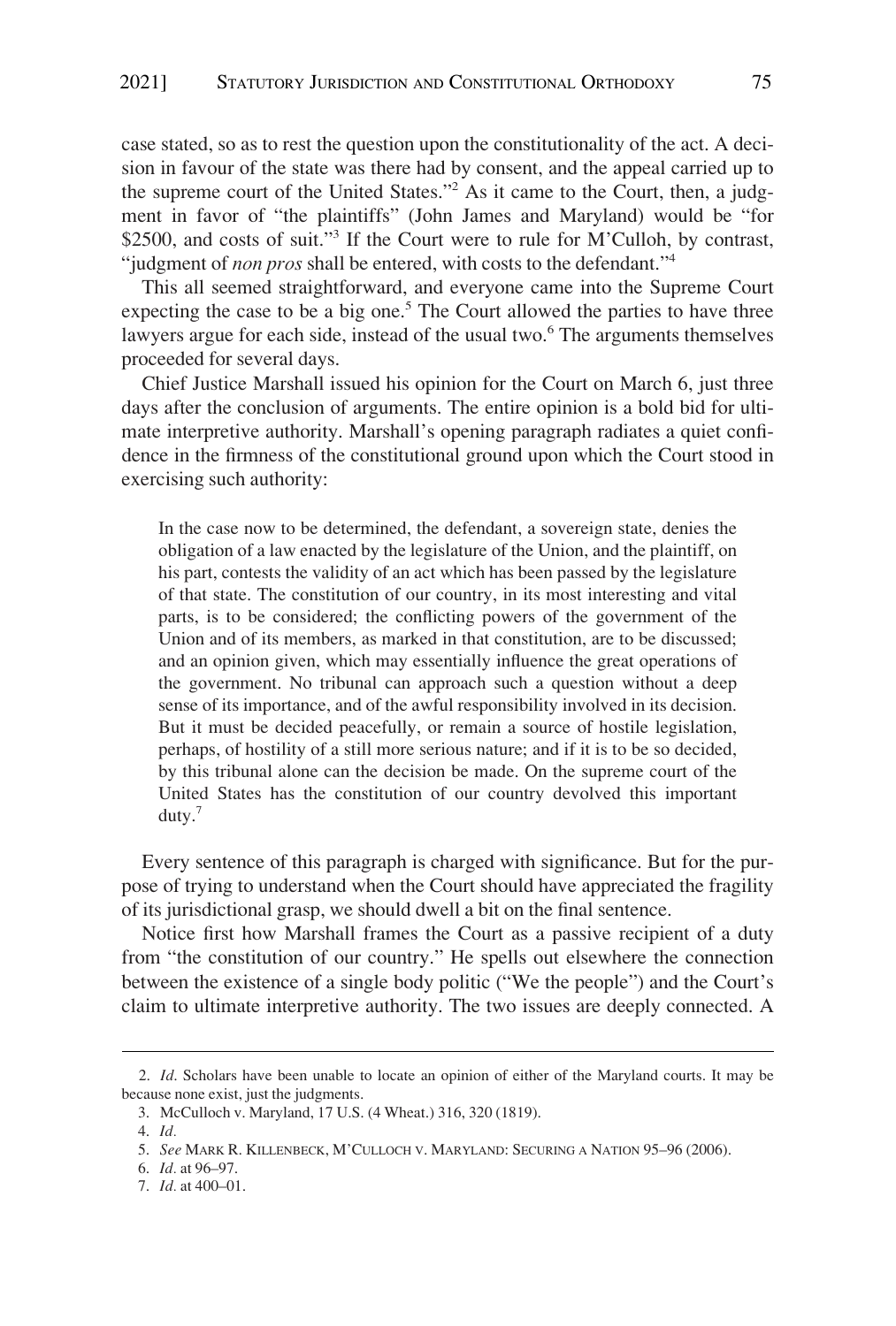case stated, so as to rest the question upon the constitutionality of the act. A decision in favour of the state was there had by consent, and the appeal carried up to the supreme court of the United States."[2] As it came to the Court, then, a judgment in favor of "the plaintiffs" (John James and Maryland) would be "for $2500, and costs of suit."[3] If the Court were to rule for M'Culloh, by contrast, "judgment of *non pros* shall be entered, with costs to the defendant."[4]

This all seemed straightforward, and everyone came into the Supreme Court expecting the case to be a big one.[5] The Court allowed the parties to have three lawyers argue for each side, instead of the usual two.[6] The arguments themselves proceeded for several days.

Chief Justice Marshall issued his opinion for the Court on March 6, just three days after the conclusion of arguments. The entire opinion is a bold bid for ultimate interpretive authority. Marshall's opening paragraph radiates a quiet confidence in the firmness of the constitutional ground upon which the Court stood in exercising such authority:

> In the case now to be determined, the defendant, a sovereign state, denies the obligation of a law enacted by the legislature of the Union, and the plaintiff, on his part, contests the validity of an act which has been passed by the legislature of that state. The constitution of our country, in its most interesting and vital parts, is to be considered; the conflicting powers of the government of the Union and of its members, as marked in that constitution, are to be discussed; and an opinion given, which may essentially influence the great operations of the government. No tribunal can approach such a question without a deep sense of its importance, and of the awful responsibility involved in its decision. But it must be decided peacefully, or remain a source of hostile legislation, perhaps, of hostility of a still more serious nature; and if it is to be so decided, by this tribunal alone can the decision be made. On the supreme court of the United States has the constitution of our country devolved this important duty.[7]

Every sentence of this paragraph is charged with significance. But for the purpose of trying to understand when the Court should have appreciated the fragility of its jurisdictional grasp, we should dwell a bit on the final sentence.

Notice first how Marshall frames the Court as a passive recipient of a duty from "the constitution of our country." He spells out elsewhere the connection between the existence of a single body politic ("We the people") and the Court's claim to ultimate interpretive authority. The two issues are deeply connected. A

---

2. *Id.* Scholars have been unable to locate an opinion of either of the Maryland courts. It may be because none exist, just the judgments.

3. McCulloch v. Maryland, 17 U.S. (4 Wheat.) 316, 320 (1819).

4. *Id.*

5. *See* MARK R. KILLENBECK, M'CULLOCH V. MARYLAND: SECURING A NATION 95–96 (2006).

6. *Id.* at 96–97.

7. *Id.* at 400–01.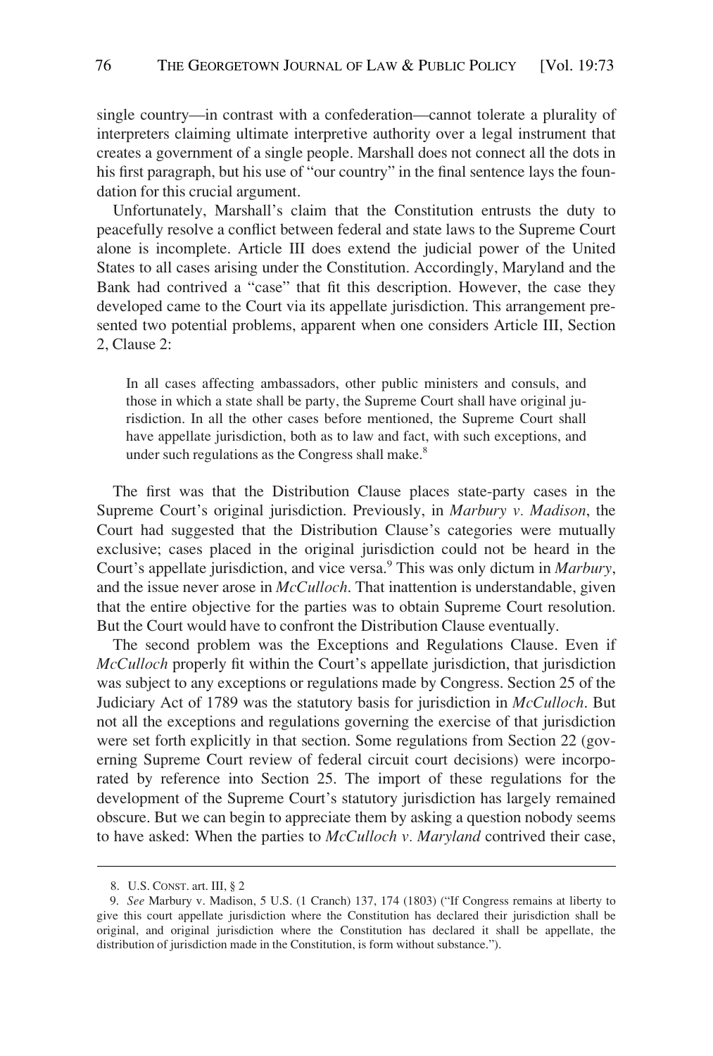single country—in contrast with a confederation—cannot tolerate a plurality of interpreters claiming ultimate interpretive authority over a legal instrument that creates a government of a single people. Marshall does not connect all the dots in his first paragraph, but his use of "our country" in the final sentence lays the foundation for this crucial argument.

Unfortunately, Marshall's claim that the Constitution entrusts the duty to peacefully resolve a conflict between federal and state laws to the Supreme Court alone is incomplete. Article III does extend the judicial power of the United States to all cases arising under the Constitution. Accordingly, Maryland and the Bank had contrived a "case" that fit this description. However, the case they developed came to the Court via its appellate jurisdiction. This arrangement presented two potential problems, apparent when one considers Article III, Section 2, Clause 2:

> In all cases affecting ambassadors, other public ministers and consuls, and those in which a state shall be party, the Supreme Court shall have original jurisdiction. In all the other cases before mentioned, the Supreme Court shall have appellate jurisdiction, both as to law and fact, with such exceptions, and under such regulations as the Congress shall make.[8]

The first was that the Distribution Clause places state-party cases in the Supreme Court's original jurisdiction. Previously, in *Marbury v. Madison*, the Court had suggested that the Distribution Clause's categories were mutually exclusive; cases placed in the original jurisdiction could not be heard in the Court's appellate jurisdiction, and vice versa.[9] This was only dictum in *Marbury*, and the issue never arose in *McCulloch*. That inattention is understandable, given that the entire objective for the parties was to obtain Supreme Court resolution. But the Court would have to confront the Distribution Clause eventually.

The second problem was the Exceptions and Regulations Clause. Even if *McCulloch* properly fit within the Court's appellate jurisdiction, that jurisdiction was subject to any exceptions or regulations made by Congress. Section 25 of the Judiciary Act of 1789 was the statutory basis for jurisdiction in *McCulloch*. But not all the exceptions and regulations governing the exercise of that jurisdiction were set forth explicitly in that section. Some regulations from Section 22 (governing Supreme Court review of federal circuit court decisions) were incorporated by reference into Section 25. The import of these regulations for the development of the Supreme Court's statutory jurisdiction has largely remained obscure. But we can begin to appreciate them by asking a question nobody seems to have asked: When the parties to *McCulloch v. Maryland* contrived their case,

8. U.S. CONST. art. III, § 2

9. *See* Marbury v. Madison, 5 U.S. (1 Cranch) 137, 174 (1803) ("If Congress remains at liberty to give this court appellate jurisdiction where the Constitution has declared their jurisdiction shall be original, and original jurisdiction where the Constitution has declared it shall be appellate, the distribution of jurisdiction made in the Constitution, is form without substance.").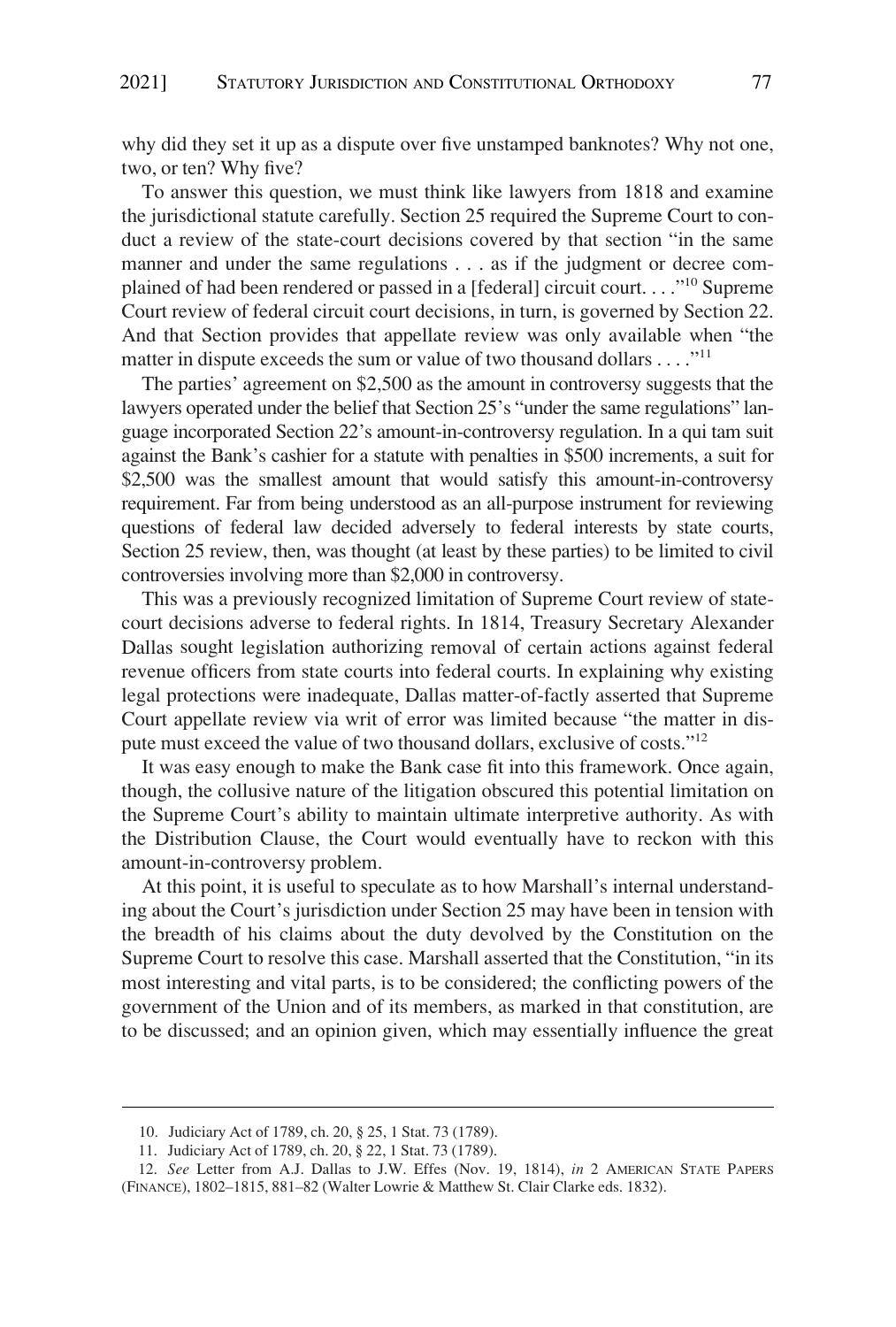why did they set it up as a dispute over five unstamped banknotes? Why not one, two, or ten? Why five?

To answer this question, we must think like lawyers from 1818 and examine the jurisdictional statute carefully. Section 25 required the Supreme Court to conduct a review of the state-court decisions covered by that section "in the same manner and under the same regulations . . . as if the judgment or decree complained of had been rendered or passed in a [federal] circuit court. . . ."[10] Supreme Court review of federal circuit court decisions, in turn, is governed by Section 22. And that Section provides that appellate review was only available when "the matter in dispute exceeds the sum or value of two thousand dollars . . . ."[11]

The parties' agreement on $2,500 as the amount in controversy suggests that the lawyers operated under the belief that Section 25's "under the same regulations" language incorporated Section 22's amount-in-controversy regulation. In a qui tam suit against the Bank's cashier for a statute with penalties in $500 increments, a suit for $2,500 was the smallest amount that would satisfy this amount-in-controversy requirement. Far from being understood as an all-purpose instrument for reviewing questions of federal law decided adversely to federal interests by state courts, Section 25 review, then, was thought (at least by these parties) to be limited to civil controversies involving more than $2,000 in controversy.

This was a previously recognized limitation of Supreme Court review of state-court decisions adverse to federal rights. In 1814, Treasury Secretary Alexander Dallas sought legislation authorizing removal of certain actions against federal revenue officers from state courts into federal courts. In explaining why existing legal protections were inadequate, Dallas matter-of-factly asserted that Supreme Court appellate review via writ of error was limited because "the matter in dispute must exceed the value of two thousand dollars, exclusive of costs."[12]

It was easy enough to make the Bank case fit into this framework. Once again, though, the collusive nature of the litigation obscured this potential limitation on the Supreme Court's ability to maintain ultimate interpretive authority. As with the Distribution Clause, the Court would eventually have to reckon with this amount-in-controversy problem.

At this point, it is useful to speculate as to how Marshall's internal understanding about the Court's jurisdiction under Section 25 may have been in tension with the breadth of his claims about the duty devolved by the Constitution on the Supreme Court to resolve this case. Marshall asserted that the Constitution, "in its most interesting and vital parts, is to be considered; the conflicting powers of the government of the Union and of its members, as marked in that constitution, are to be discussed; and an opinion given, which may essentially influence the great

---

10. Judiciary Act of 1789, ch. 20, § 25, 1 Stat. 73 (1789).

11. Judiciary Act of 1789, ch. 20, § 22, 1 Stat. 73 (1789).

12. *See* Letter from A.J. Dallas to J.W. Effes (Nov. 19, 1814), *in* 2 AMERICAN STATE PAPERS (FINANCE), 1802–1815, 881–82 (Walter Lowrie & Matthew St. Clair Clarke eds. 1832).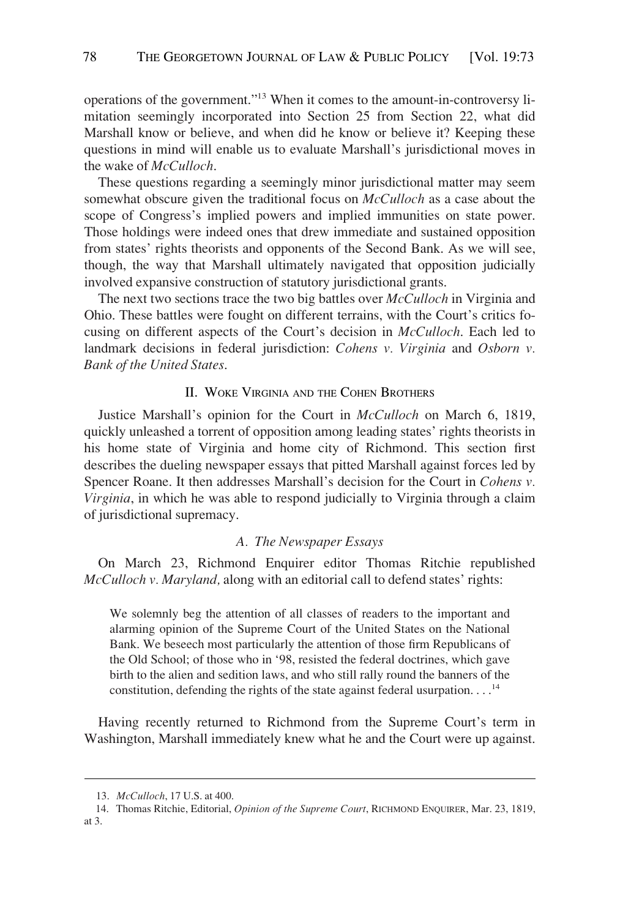operations of the government."[13] When it comes to the amount-in-controversy limitation seemingly incorporated into Section 25 from Section 22, what did Marshall know or believe, and when did he know or believe it? Keeping these questions in mind will enable us to evaluate Marshall's jurisdictional moves in the wake of *McCulloch*.

These questions regarding a seemingly minor jurisdictional matter may seem somewhat obscure given the traditional focus on *McCulloch* as a case about the scope of Congress's implied powers and implied immunities on state power. Those holdings were indeed ones that drew immediate and sustained opposition from states' rights theorists and opponents of the Second Bank. As we will see, though, the way that Marshall ultimately navigated that opposition judicially involved expansive construction of statutory jurisdictional grants.

The next two sections trace the two big battles over *McCulloch* in Virginia and Ohio. These battles were fought on different terrains, with the Court's critics focusing on different aspects of the Court's decision in *McCulloch*. Each led to landmark decisions in federal jurisdiction: *Cohens v. Virginia* and *Osborn v. Bank of the United States*.

## II. Woke Virginia and the Cohen Brothers

Justice Marshall's opinion for the Court in *McCulloch* on March 6, 1819, quickly unleashed a torrent of opposition among leading states' rights theorists in his home state of Virginia and home city of Richmond. This section first describes the dueling newspaper essays that pitted Marshall against forces led by Spencer Roane. It then addresses Marshall's decision for the Court in *Cohens v. Virginia*, in which he was able to respond judicially to Virginia through a claim of jurisdictional supremacy.

### *A. The Newspaper Essays*

On March 23, Richmond Enquirer editor Thomas Ritchie republished *McCulloch v. Maryland,* along with an editorial call to defend states' rights:

> We solemnly beg the attention of all classes of readers to the important and alarming opinion of the Supreme Court of the United States on the National Bank. We beseech most particularly the attention of those firm Republicans of the Old School; of those who in '98, resisted the federal doctrines, which gave birth to the alien and sedition laws, and who still rally round the banners of the constitution, defending the rights of the state against federal usurpation. . . .[14]

Having recently returned to Richmond from the Supreme Court's term in Washington, Marshall immediately knew what he and the Court were up against.

---

13. *McCulloch*, 17 U.S. at 400.

14. Thomas Ritchie, Editorial, *Opinion of the Supreme Court*, RICHMOND ENQUIRER, Mar. 23, 1819, at 3.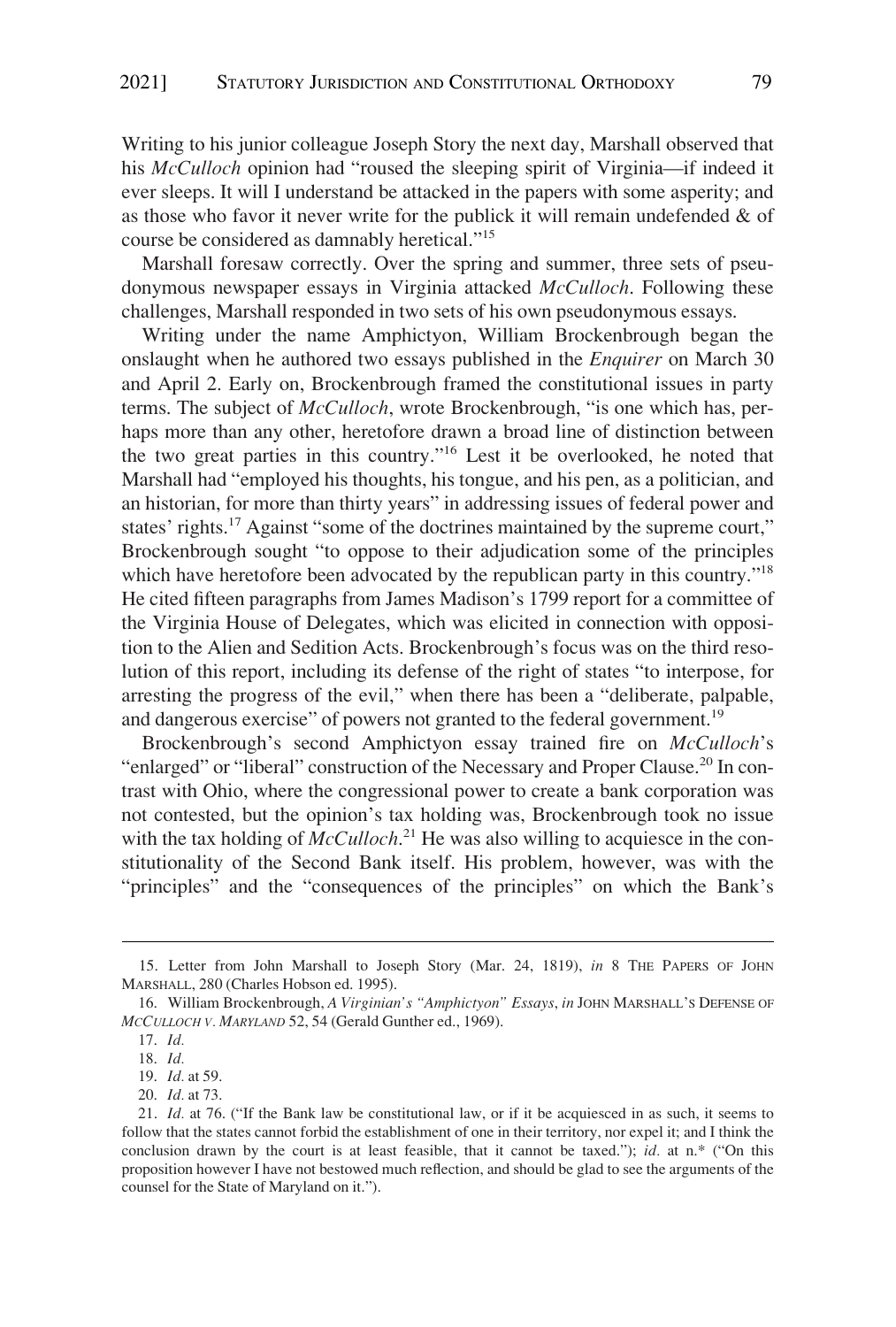Writing to his junior colleague Joseph Story the next day, Marshall observed that his *McCulloch* opinion had "roused the sleeping spirit of Virginia—if indeed it ever sleeps. It will I understand be attacked in the papers with some asperity; and as those who favor it never write for the publick it will remain undefended & of course be considered as damnably heretical."[15]

Marshall foresaw correctly. Over the spring and summer, three sets of pseudonymous newspaper essays in Virginia attacked *McCulloch*. Following these challenges, Marshall responded in two sets of his own pseudonymous essays.

Writing under the name Amphictyon, William Brockenbrough began the onslaught when he authored two essays published in the *Enquirer* on March 30 and April 2. Early on, Brockenbrough framed the constitutional issues in party terms. The subject of *McCulloch*, wrote Brockenbrough, "is one which has, perhaps more than any other, heretofore drawn a broad line of distinction between the two great parties in this country."[16] Lest it be overlooked, he noted that Marshall had "employed his thoughts, his tongue, and his pen, as a politician, and an historian, for more than thirty years" in addressing issues of federal power and states' rights.[17] Against "some of the doctrines maintained by the supreme court," Brockenbrough sought "to oppose to their adjudication some of the principles which have heretofore been advocated by the republican party in this country."[18] He cited fifteen paragraphs from James Madison's 1799 report for a committee of the Virginia House of Delegates, which was elicited in connection with opposition to the Alien and Sedition Acts. Brockenbrough's focus was on the third resolution of this report, including its defense of the right of states "to interpose, for arresting the progress of the evil," when there has been a "deliberate, palpable, and dangerous exercise" of powers not granted to the federal government.[19]

Brockenbrough's second Amphictyon essay trained fire on *McCulloch*'s "enlarged" or "liberal" construction of the Necessary and Proper Clause.[20] In contrast with Ohio, where the congressional power to create a bank corporation was not contested, but the opinion's tax holding was, Brockenbrough took no issue with the tax holding of *McCulloch*.[21] He was also willing to acquiesce in the constitutionality of the Second Bank itself. His problem, however, was with the "principles" and the "consequences of the principles" on which the Bank's

15. Letter from John Marshall to Joseph Story (Mar. 24, 1819), *in* 8 THE PAPERS OF JOHN MARSHALL, 280 (Charles Hobson ed. 1995).

16. William Brockenbrough, *A Virginian's "Amphictyon" Essays*, *in* JOHN MARSHALL'S DEFENSE OF *MCCULLOCH V. MARYLAND* 52, 54 (Gerald Gunther ed., 1969).

17. *Id.*

18. *Id.*

19. *Id.* at 59.

20. *Id.* at 73.

21. *Id.* at 76. ("If the Bank law be constitutional law, or if it be acquiesced in as such, it seems to follow that the states cannot forbid the establishment of one in their territory, nor expel it; and I think the conclusion drawn by the court is at least feasible, that it cannot be taxed."); *id.* at n.* ("On this proposition however I have not bestowed much reflection, and should be glad to see the arguments of the counsel for the State of Maryland on it.").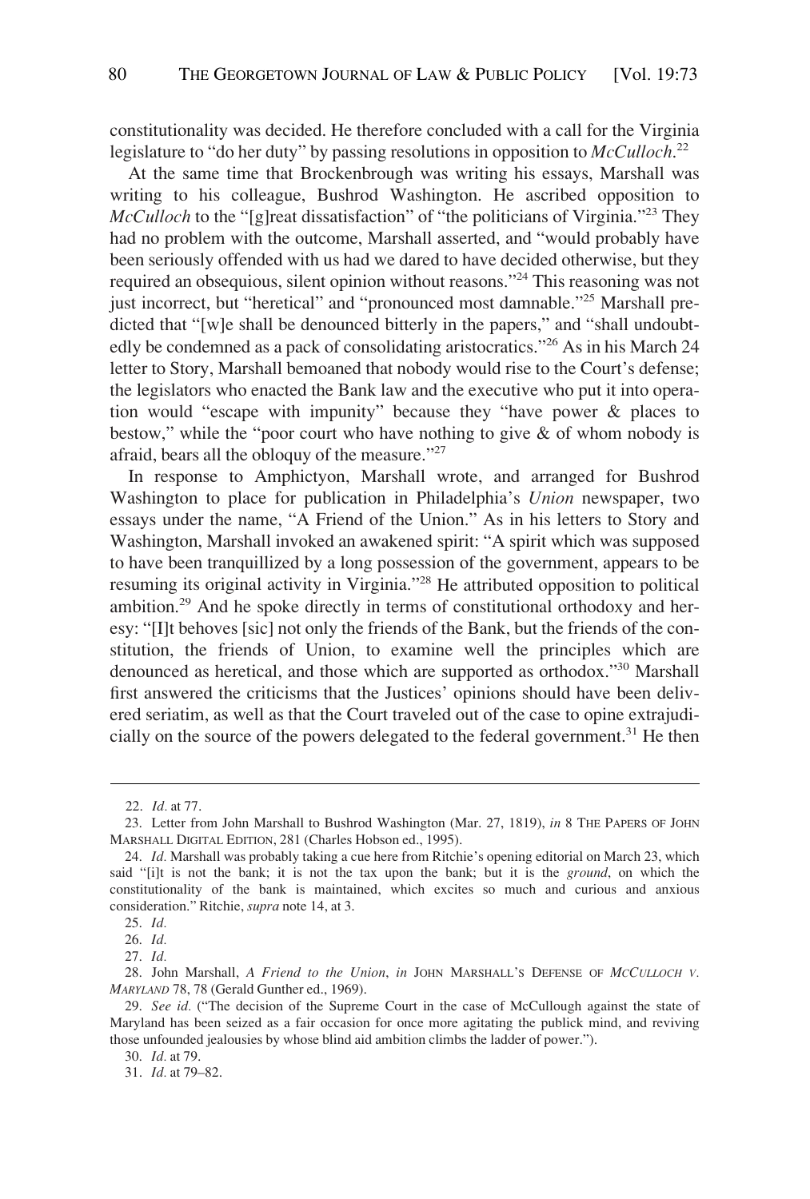constitutionality was decided. He therefore concluded with a call for the Virginia legislature to "do her duty" by passing resolutions in opposition to *McCulloch*.[22]

At the same time that Brockenbrough was writing his essays, Marshall was writing to his colleague, Bushrod Washington. He ascribed opposition to *McCulloch* to the "[g]reat dissatisfaction" of "the politicians of Virginia."[23] They had no problem with the outcome, Marshall asserted, and "would probably have been seriously offended with us had we dared to have decided otherwise, but they required an obsequious, silent opinion without reasons."[24] This reasoning was not just incorrect, but "heretical" and "pronounced most damnable."[25] Marshall predicted that "[w]e shall be denounced bitterly in the papers," and "shall undoubtedly be condemned as a pack of consolidating aristocratics."[26] As in his March 24 letter to Story, Marshall bemoaned that nobody would rise to the Court's defense; the legislators who enacted the Bank law and the executive who put it into operation would "escape with impunity" because they "have power & places to bestow," while the "poor court who have nothing to give & of whom nobody is afraid, bears all the obloquy of the measure."[27]

In response to Amphictyon, Marshall wrote, and arranged for Bushrod Washington to place for publication in Philadelphia's *Union* newspaper, two essays under the name, "A Friend of the Union." As in his letters to Story and Washington, Marshall invoked an awakened spirit: "A spirit which was supposed to have been tranquillized by a long possession of the government, appears to be resuming its original activity in Virginia."[28] He attributed opposition to political ambition.[29] And he spoke directly in terms of constitutional orthodoxy and heresy: "[I]t behoves [sic] not only the friends of the Bank, but the friends of the constitution, the friends of Union, to examine well the principles which are denounced as heretical, and those which are supported as orthodox."[30] Marshall first answered the criticisms that the Justices' opinions should have been delivered seriatim, as well as that the Court traveled out of the case to opine extrajudicially on the source of the powers delegated to the federal government.[31] He then

---

22. *Id.* at 77.

23. Letter from John Marshall to Bushrod Washington (Mar. 27, 1819), *in* 8 THE PAPERS OF JOHN MARSHALL DIGITAL EDITION, 281 (Charles Hobson ed., 1995).

24. *Id.* Marshall was probably taking a cue here from Ritchie's opening editorial on March 23, which said "[i]t is not the bank; it is not the tax upon the bank; but it is the *ground*, on which the constitutionality of the bank is maintained, which excites so much and curious and anxious consideration." Ritchie, *supra* note 14, at 3.

25. *Id.*

26. *Id.*

27. *Id.*

28. John Marshall, *A Friend to the Union*, *in* JOHN MARSHALL'S DEFENSE OF *MCCULLOCH V. MARYLAND* 78, 78 (Gerald Gunther ed., 1969).

29. *See id.* ("The decision of the Supreme Court in the case of McCullough against the state of Maryland has been seized as a fair occasion for once more agitating the publick mind, and reviving those unfounded jealousies by whose blind aid ambition climbs the ladder of power.").

30. *Id.* at 79.

31. *Id.* at 79–82.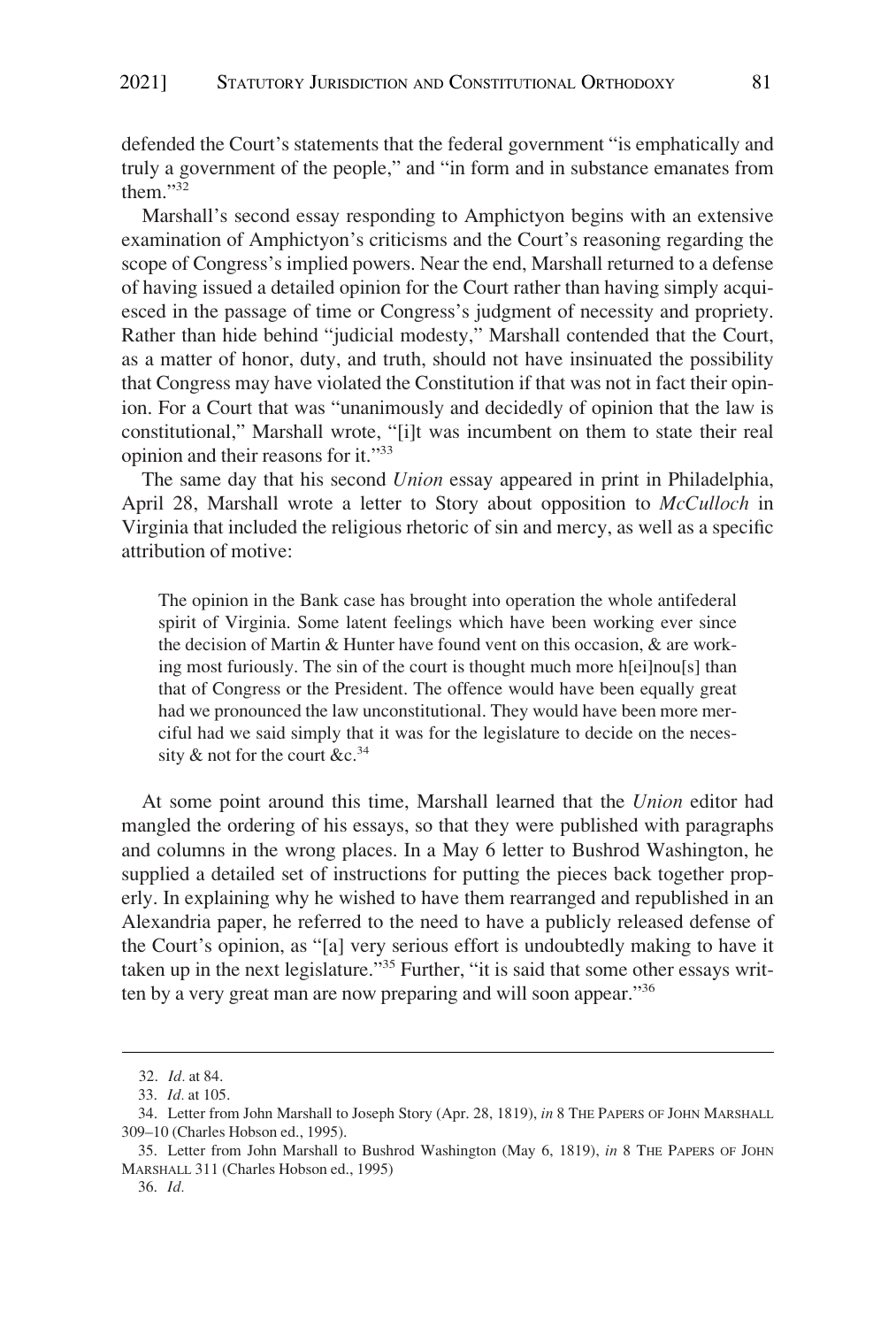defended the Court's statements that the federal government "is emphatically and truly a government of the people," and "in form and in substance emanates from them."[32]

Marshall's second essay responding to Amphictyon begins with an extensive examination of Amphictyon's criticisms and the Court's reasoning regarding the scope of Congress's implied powers. Near the end, Marshall returned to a defense of having issued a detailed opinion for the Court rather than having simply acquiesced in the passage of time or Congress's judgment of necessity and propriety. Rather than hide behind "judicial modesty," Marshall contended that the Court, as a matter of honor, duty, and truth, should not have insinuated the possibility that Congress may have violated the Constitution if that was not in fact their opinion. For a Court that was "unanimously and decidedly of opinion that the law is constitutional," Marshall wrote, "[i]t was incumbent on them to state their real opinion and their reasons for it."[33]

The same day that his second *Union* essay appeared in print in Philadelphia, April 28, Marshall wrote a letter to Story about opposition to *McCulloch* in Virginia that included the religious rhetoric of sin and mercy, as well as a specific attribution of motive:

> The opinion in the Bank case has brought into operation the whole antifederal spirit of Virginia. Some latent feelings which have been working ever since the decision of Martin & Hunter have found vent on this occasion, & are working most furiously. The sin of the court is thought much more h[ei]nou[s] than that of Congress or the President. The offence would have been equally great had we pronounced the law unconstitutional. They would have been more merciful had we said simply that it was for the legislature to decide on the necessity & not for the court &c.[34]

At some point around this time, Marshall learned that the *Union* editor had mangled the ordering of his essays, so that they were published with paragraphs and columns in the wrong places. In a May 6 letter to Bushrod Washington, he supplied a detailed set of instructions for putting the pieces back together properly. In explaining why he wished to have them rearranged and republished in an Alexandria paper, he referred to the need to have a publicly released defense of the Court's opinion, as "[a] very serious effort is undoubtedly making to have it taken up in the next legislature."[35] Further, "it is said that some other essays written by a very great man are now preparing and will soon appear."[36]

---

32. *Id.* at 84.

33. *Id.* at 105.

34. Letter from John Marshall to Joseph Story (Apr. 28, 1819), *in* 8 THE PAPERS OF JOHN MARSHALL 309–10 (Charles Hobson ed., 1995).

35. Letter from John Marshall to Bushrod Washington (May 6, 1819), *in* 8 THE PAPERS OF JOHN MARSHALL 311 (Charles Hobson ed., 1995)

36. *Id.*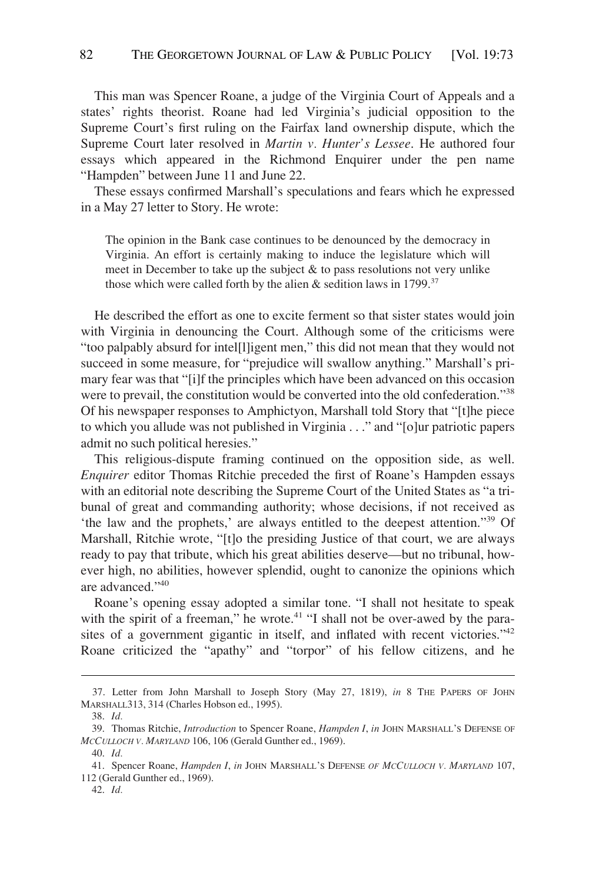This man was Spencer Roane, a judge of the Virginia Court of Appeals and a states' rights theorist. Roane had led Virginia's judicial opposition to the Supreme Court's first ruling on the Fairfax land ownership dispute, which the Supreme Court later resolved in *Martin v. Hunter's Lessee*. He authored four essays which appeared in the Richmond Enquirer under the pen name "Hampden" between June 11 and June 22.

These essays confirmed Marshall's speculations and fears which he expressed in a May 27 letter to Story. He wrote:

> The opinion in the Bank case continues to be denounced by the democracy in Virginia. An effort is certainly making to induce the legislature which will meet in December to take up the subject & to pass resolutions not very unlike those which were called forth by the alien & sedition laws in 1799.[37]

He described the effort as one to excite ferment so that sister states would join with Virginia in denouncing the Court. Although some of the criticisms were "too palpably absurd for intel[l]igent men," this did not mean that they would not succeed in some measure, for "prejudice will swallow anything." Marshall's primary fear was that "[i]f the principles which have been advanced on this occasion were to prevail, the constitution would be converted into the old confederation."[38] Of his newspaper responses to Amphictyon, Marshall told Story that "[t]he piece to which you allude was not published in Virginia . . ." and "[o]ur patriotic papers admit no such political heresies."

This religious-dispute framing continued on the opposition side, as well. *Enquirer* editor Thomas Ritchie preceded the first of Roane's Hampden essays with an editorial note describing the Supreme Court of the United States as "a tribunal of great and commanding authority; whose decisions, if not received as 'the law and the prophets,' are always entitled to the deepest attention."[39] Of Marshall, Ritchie wrote, "[t]o the presiding Justice of that court, we are always ready to pay that tribute, which his great abilities deserve—but no tribunal, however high, no abilities, however splendid, ought to canonize the opinions which are advanced."[40]

Roane's opening essay adopted a similar tone. "I shall not hesitate to speak with the spirit of a freeman," he wrote.[41] "I shall not be over-awed by the parasites of a government gigantic in itself, and inflated with recent victories."[42] Roane criticized the "apathy" and "torpor" of his fellow citizens, and he

---

37. Letter from John Marshall to Joseph Story (May 27, 1819), *in* 8 THE PAPERS OF JOHN MARSHALL313, 314 (Charles Hobson ed., 1995).

38. *Id.*

39. Thomas Ritchie, *Introduction* to Spencer Roane, *Hampden I*, *in* JOHN MARSHALL'S DEFENSE OF *MCCULLOCH V. MARYLAND* 106, 106 (Gerald Gunther ed., 1969).

40. *Id.*

41. Spencer Roane, *Hampden I*, *in* JOHN MARSHALL'S DEFENSE *OF MCCULLOCH V. MARYLAND* 107, 112 (Gerald Gunther ed., 1969).

42. *Id.*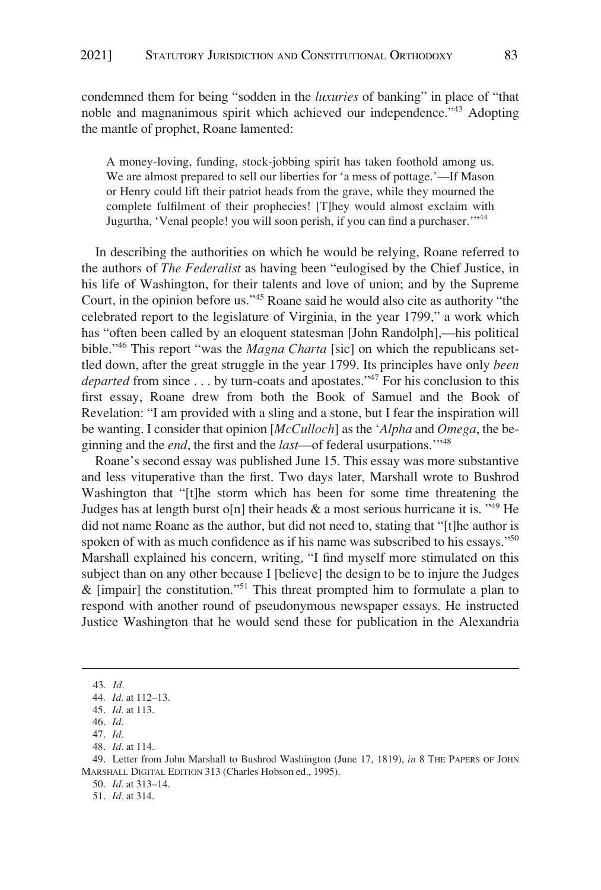condemned them for being "sodden in the *luxuries* of banking" in place of "that noble and magnanimous spirit which achieved our independence."[43] Adopting the mantle of prophet, Roane lamented:

> A money-loving, funding, stock-jobbing spirit has taken foothold among us. We are almost prepared to sell our liberties for 'a mess of pottage.'—If Mason or Henry could lift their patriot heads from the grave, while they mourned the complete fulfilment of their prophecies! [T]hey would almost exclaim with Jugurtha, 'Venal people! you will soon perish, if you can find a purchaser.'"[44]

In describing the authorities on which he would be relying, Roane referred to the authors of *The Federalist* as having been "eulogised by the Chief Justice, in his life of Washington, for their talents and love of union; and by the Supreme Court, in the opinion before us."[45] Roane said he would also cite as authority "the celebrated report to the legislature of Virginia, in the year 1799," a work which has "often been called by an eloquent statesman [John Randolph],—his political bible."[46] This report "was the *Magna Charta* [sic] on which the republicans settled down, after the great struggle in the year 1799. Its principles have only *been departed* from since . . . by turn-coats and apostates."[47] For his conclusion to this first essay, Roane drew from both the Book of Samuel and the Book of Revelation: "I am provided with a sling and a stone, but I fear the inspiration will be wanting. I consider that opinion [*McCulloch*] as the '*Alpha* and *Omega*, the beginning and the *end*, the first and the *last*—of federal usurpations.'"[48]

Roane's second essay was published June 15. This essay was more substantive and less vituperative than the first. Two days later, Marshall wrote to Bushrod Washington that "[t]he storm which has been for some time threatening the Judges has at length burst o[n] their heads & a most serious hurricane it is. "[49] He did not name Roane as the author, but did not need to, stating that "[t]he author is spoken of with as much confidence as if his name was subscribed to his essays."[50] Marshall explained his concern, writing, "I find myself more stimulated on this subject than on any other because I [believe] the design to be to injure the Judges & [impair] the constitution."[51] This threat prompted him to formulate a plan to respond with another round of pseudonymous newspaper essays. He instructed Justice Washington that he would send these for publication in the Alexandria

---

43. *Id.*
44. *Id.* at 112–13.
45. *Id.* at 113.
46. *Id.*
47. *Id.*
48. *Id.* at 114.
49. Letter from John Marshall to Bushrod Washington (June 17, 1819), *in* 8 THE PAPERS OF JOHN MARSHALL DIGITAL EDITION 313 (Charles Hobson ed., 1995).
50. *Id.* at 313–14.
51. *Id.* at 314.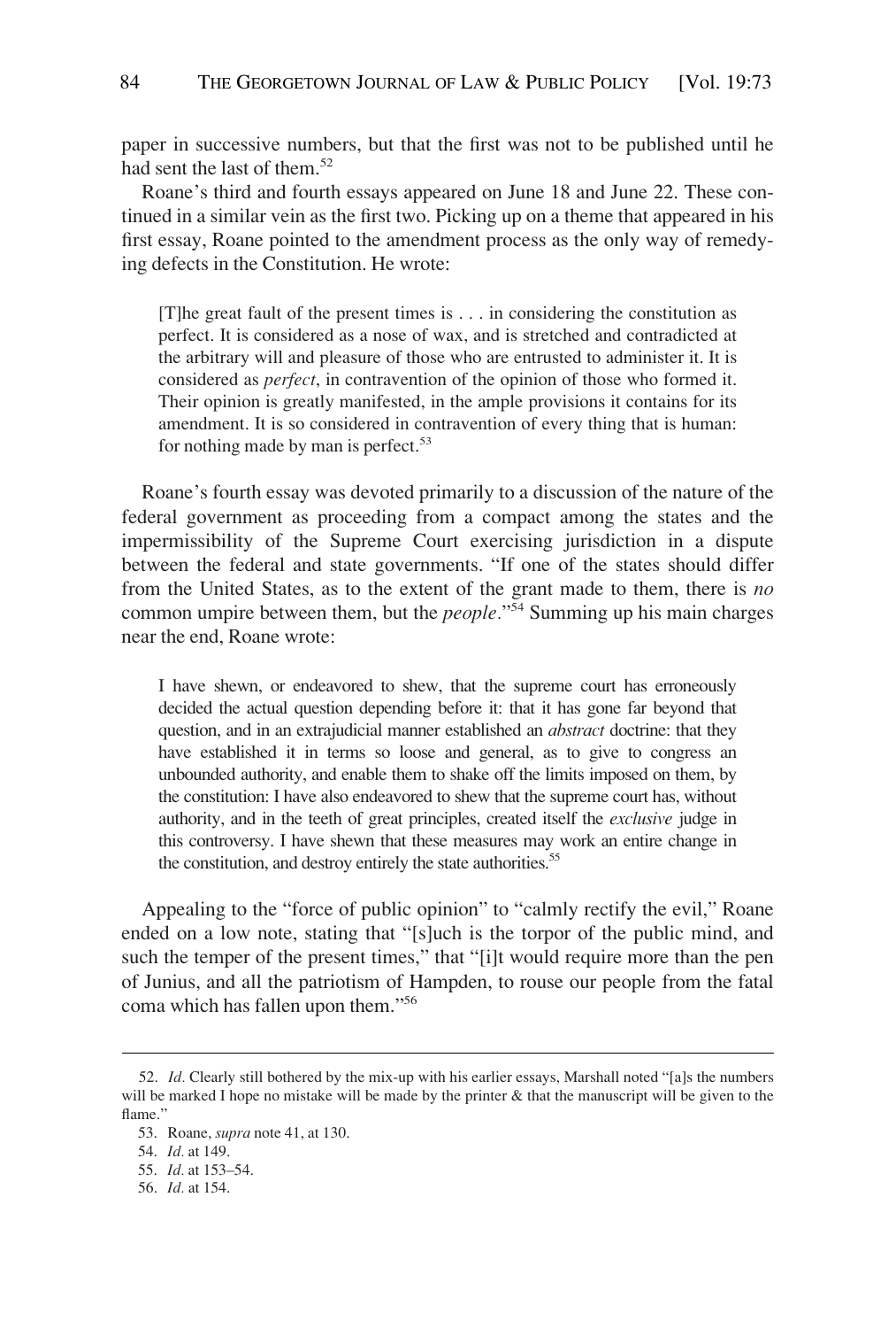paper in successive numbers, but that the first was not to be published until he had sent the last of them.[52]

Roane's third and fourth essays appeared on June 18 and June 22. These continued in a similar vein as the first two. Picking up on a theme that appeared in his first essay, Roane pointed to the amendment process as the only way of remedying defects in the Constitution. He wrote:

> [T]he great fault of the present times is . . . in considering the constitution as perfect. It is considered as a nose of wax, and is stretched and contradicted at the arbitrary will and pleasure of those who are entrusted to administer it. It is considered as *perfect*, in contravention of the opinion of those who formed it. Their opinion is greatly manifested, in the ample provisions it contains for its amendment. It is so considered in contravention of every thing that is human: for nothing made by man is perfect.[53]

Roane's fourth essay was devoted primarily to a discussion of the nature of the federal government as proceeding from a compact among the states and the impermissibility of the Supreme Court exercising jurisdiction in a dispute between the federal and state governments. "If one of the states should differ from the United States, as to the extent of the grant made to them, there is *no* common umpire between them, but the *people*."[54] Summing up his main charges near the end, Roane wrote:

> I have shewn, or endeavored to shew, that the supreme court has erroneously decided the actual question depending before it: that it has gone far beyond that question, and in an extrajudicial manner established an *abstract* doctrine: that they have established it in terms so loose and general, as to give to congress an unbounded authority, and enable them to shake off the limits imposed on them, by the constitution: I have also endeavored to shew that the supreme court has, without authority, and in the teeth of great principles, created itself the *exclusive* judge in this controversy. I have shewn that these measures may work an entire change in the constitution, and destroy entirely the state authorities.[55]

Appealing to the "force of public opinion" to "calmly rectify the evil," Roane ended on a low note, stating that "[s]uch is the torpor of the public mind, and such the temper of the present times," that "[i]t would require more than the pen of Junius, and all the patriotism of Hampden, to rouse our people from the fatal coma which has fallen upon them."[56]

---

52. *Id.* Clearly still bothered by the mix-up with his earlier essays, Marshall noted "[a]s the numbers will be marked I hope no mistake will be made by the printer & that the manuscript will be given to the flame."

53. Roane, *supra* note 41, at 130.

54. *Id.* at 149.

55. *Id.* at 153–54.

56. *Id.* at 154.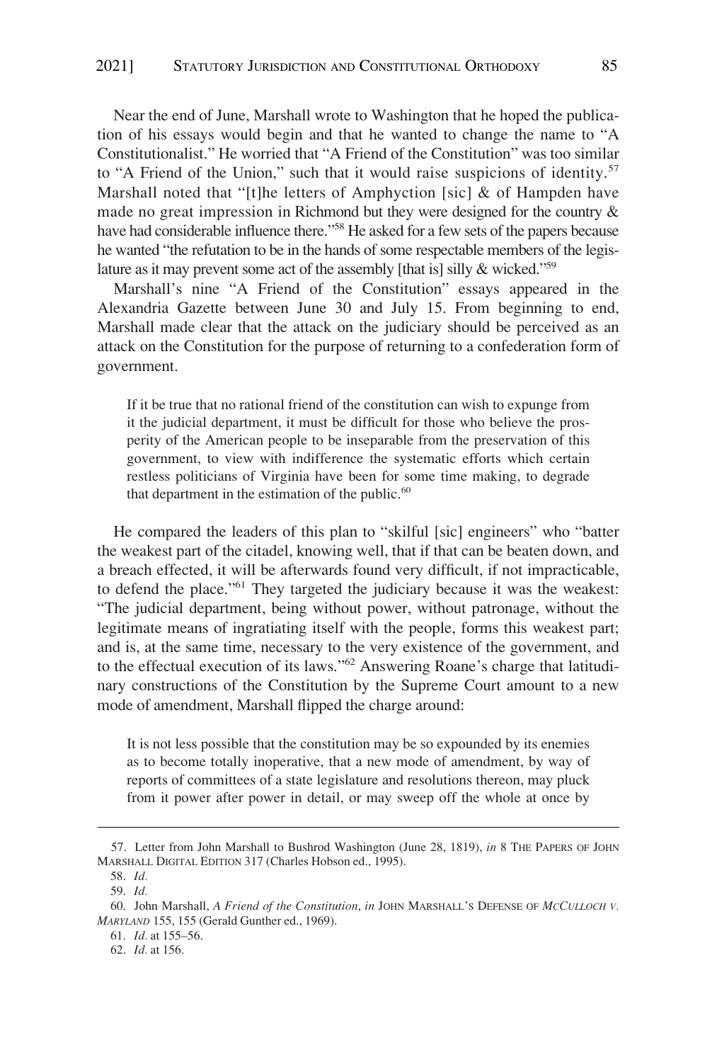Near the end of June, Marshall wrote to Washington that he hoped the publication of his essays would begin and that he wanted to change the name to "A Constitutionalist." He worried that "A Friend of the Constitution" was too similar to "A Friend of the Union," such that it would raise suspicions of identity.[57] Marshall noted that "[t]he letters of Amphyction [sic] & of Hampden have made no great impression in Richmond but they were designed for the country & have had considerable influence there."[58] He asked for a few sets of the papers because he wanted "the refutation to be in the hands of some respectable members of the legislature as it may prevent some act of the assembly [that is] silly & wicked."[59]

Marshall's nine "A Friend of the Constitution" essays appeared in the Alexandria Gazette between June 30 and July 15. From beginning to end, Marshall made clear that the attack on the judiciary should be perceived as an attack on the Constitution for the purpose of returning to a confederation form of government.

> If it be true that no rational friend of the constitution can wish to expunge from it the judicial department, it must be difficult for those who believe the prosperity of the American people to be inseparable from the preservation of this government, to view with indifference the systematic efforts which certain restless politicians of Virginia have been for some time making, to degrade that department in the estimation of the public.[60]

He compared the leaders of this plan to "skilful [sic] engineers" who "batter the weakest part of the citadel, knowing well, that if that can be beaten down, and a breach effected, it will be afterwards found very difficult, if not impracticable, to defend the place."[61] They targeted the judiciary because it was the weakest: "The judicial department, being without power, without patronage, without the legitimate means of ingratiating itself with the people, forms this weakest part; and is, at the same time, necessary to the very existence of the government, and to the effectual execution of its laws."[62] Answering Roane's charge that latitudinary constructions of the Constitution by the Supreme Court amount to a new mode of amendment, Marshall flipped the charge around:

> It is not less possible that the constitution may be so expounded by its enemies as to become totally inoperative, that a new mode of amendment, by way of reports of committees of a state legislature and resolutions thereon, may pluck from it power after power in detail, or may sweep off the whole at once by

---

57. Letter from John Marshall to Bushrod Washington (June 28, 1819), *in* 8 THE PAPERS OF JOHN MARSHALL DIGITAL EDITION 317 (Charles Hobson ed., 1995).

58. *Id.*

59. *Id.*

60. John Marshall, *A Friend of the Constitution*, *in* JOHN MARSHALL'S DEFENSE OF *MCCULLOCH V. MARYLAND* 155, 155 (Gerald Gunther ed., 1969).

61. *Id.* at 155–56.

62. *Id.* at 156.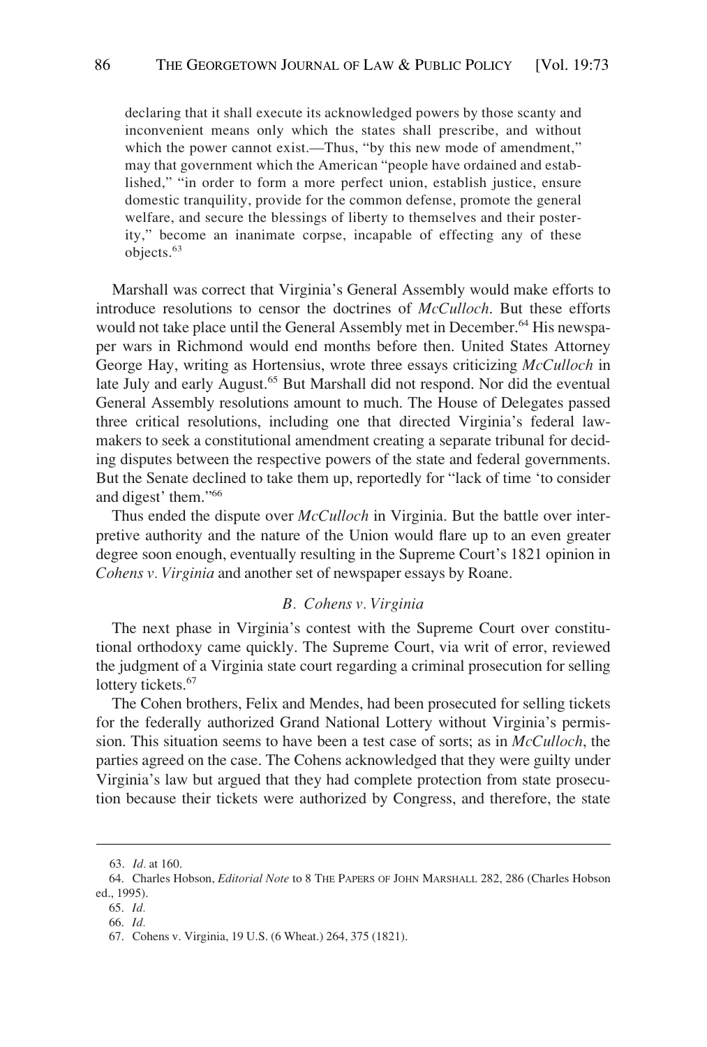> declaring that it shall execute its acknowledged powers by those scanty and inconvenient means only which the states shall prescribe, and without which the power cannot exist.—Thus, "by this new mode of amendment," may that government which the American "people have ordained and established," "in order to form a more perfect union, establish justice, ensure domestic tranquility, provide for the common defense, promote the general welfare, and secure the blessings of liberty to themselves and their posterity," become an inanimate corpse, incapable of effecting any of these objects.[63]

Marshall was correct that Virginia's General Assembly would make efforts to introduce resolutions to censor the doctrines of *McCulloch*. But these efforts would not take place until the General Assembly met in December.[64] His newspaper wars in Richmond would end months before then. United States Attorney George Hay, writing as Hortensius, wrote three essays criticizing *McCulloch* in late July and early August.[65] But Marshall did not respond. Nor did the eventual General Assembly resolutions amount to much. The House of Delegates passed three critical resolutions, including one that directed Virginia's federal lawmakers to seek a constitutional amendment creating a separate tribunal for deciding disputes between the respective powers of the state and federal governments. But the Senate declined to take them up, reportedly for "lack of time 'to consider and digest' them."[66]

Thus ended the dispute over *McCulloch* in Virginia. But the battle over interpretive authority and the nature of the Union would flare up to an even greater degree soon enough, eventually resulting in the Supreme Court's 1821 opinion in *Cohens v. Virginia* and another set of newspaper essays by Roane.

### *B. Cohens v. Virginia*

The next phase in Virginia's contest with the Supreme Court over constitutional orthodoxy came quickly. The Supreme Court, via writ of error, reviewed the judgment of a Virginia state court regarding a criminal prosecution for selling lottery tickets.[67]

The Cohen brothers, Felix and Mendes, had been prosecuted for selling tickets for the federally authorized Grand National Lottery without Virginia's permission. This situation seems to have been a test case of sorts; as in *McCulloch*, the parties agreed on the case. The Cohens acknowledged that they were guilty under Virginia's law but argued that they had complete protection from state prosecution because their tickets were authorized by Congress, and therefore, the state

---

63. *Id.* at 160.

64. Charles Hobson, *Editorial Note* to 8 THE PAPERS OF JOHN MARSHALL 282, 286 (Charles Hobson ed., 1995).

65. *Id.*

66. *Id.*

67. Cohens v. Virginia, 19 U.S. (6 Wheat.) 264, 375 (1821).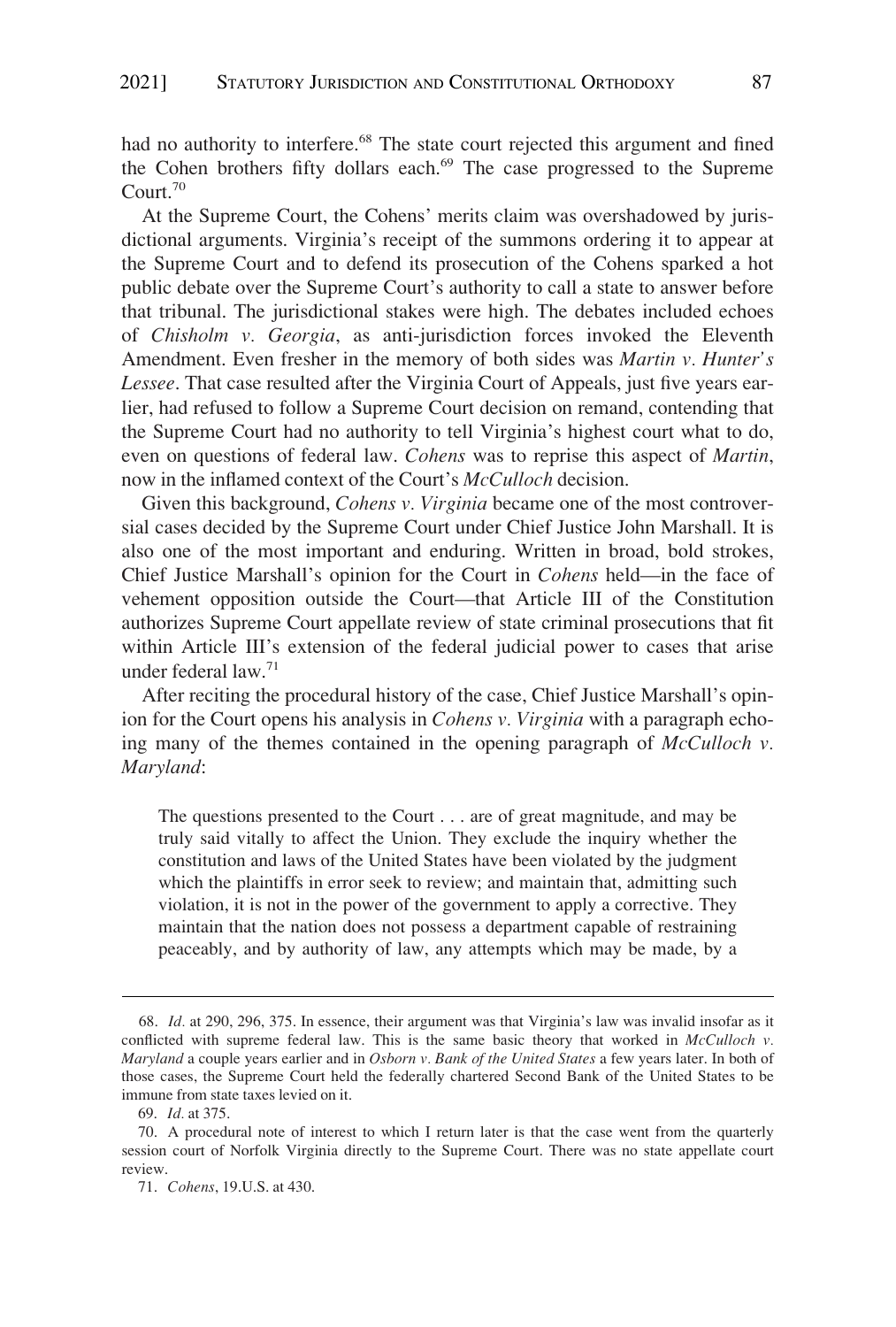had no authority to interfere.[68] The state court rejected this argument and fined the Cohen brothers fifty dollars each.[69] The case progressed to the Supreme Court.[70]

At the Supreme Court, the Cohens' merits claim was overshadowed by jurisdictional arguments. Virginia's receipt of the summons ordering it to appear at the Supreme Court and to defend its prosecution of the Cohens sparked a hot public debate over the Supreme Court's authority to call a state to answer before that tribunal. The jurisdictional stakes were high. The debates included echoes of *Chisholm v. Georgia*, as anti-jurisdiction forces invoked the Eleventh Amendment. Even fresher in the memory of both sides was *Martin v. Hunter's Lessee*. That case resulted after the Virginia Court of Appeals, just five years earlier, had refused to follow a Supreme Court decision on remand, contending that the Supreme Court had no authority to tell Virginia's highest court what to do, even on questions of federal law. *Cohens* was to reprise this aspect of *Martin*, now in the inflamed context of the Court's *McCulloch* decision.

Given this background, *Cohens v. Virginia* became one of the most controversial cases decided by the Supreme Court under Chief Justice John Marshall. It is also one of the most important and enduring. Written in broad, bold strokes, Chief Justice Marshall's opinion for the Court in *Cohens* held—in the face of vehement opposition outside the Court—that Article III of the Constitution authorizes Supreme Court appellate review of state criminal prosecutions that fit within Article III's extension of the federal judicial power to cases that arise under federal law.[71]

After reciting the procedural history of the case, Chief Justice Marshall's opinion for the Court opens his analysis in *Cohens v. Virginia* with a paragraph echoing many of the themes contained in the opening paragraph of *McCulloch v. Maryland*:

> The questions presented to the Court . . . are of great magnitude, and may be truly said vitally to affect the Union. They exclude the inquiry whether the constitution and laws of the United States have been violated by the judgment which the plaintiffs in error seek to review; and maintain that, admitting such violation, it is not in the power of the government to apply a corrective. They maintain that the nation does not possess a department capable of restraining peaceably, and by authority of law, any attempts which may be made, by a

---

68. *Id.* at 290, 296, 375. In essence, their argument was that Virginia's law was invalid insofar as it conflicted with supreme federal law. This is the same basic theory that worked in *McCulloch v. Maryland* a couple years earlier and in *Osborn v. Bank of the United States* a few years later. In both of those cases, the Supreme Court held the federally chartered Second Bank of the United States to be immune from state taxes levied on it.

69. *Id.* at 375.

70. A procedural note of interest to which I return later is that the case went from the quarterly session court of Norfolk Virginia directly to the Supreme Court. There was no state appellate court review.

71. *Cohens*, 19.U.S. at 430.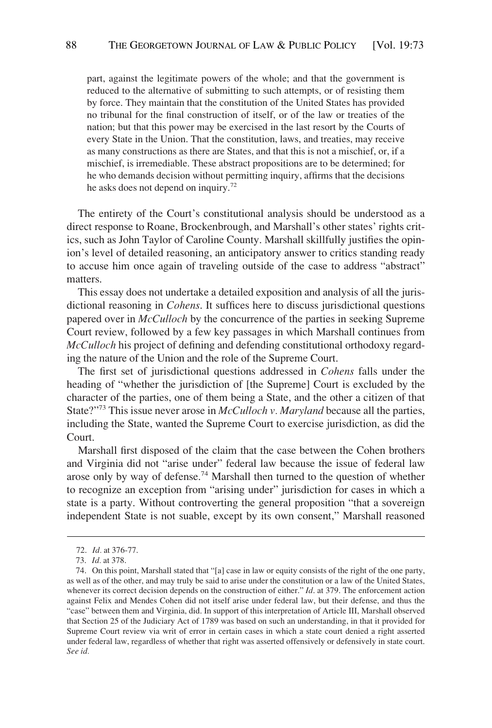> part, against the legitimate powers of the whole; and that the government is reduced to the alternative of submitting to such attempts, or of resisting them by force. They maintain that the constitution of the United States has provided no tribunal for the final construction of itself, or of the law or treaties of the nation; but that this power may be exercised in the last resort by the Courts of every State in the Union. That the constitution, laws, and treaties, may receive as many constructions as there are States, and that this is not a mischief, or, if a mischief, is irremediable. These abstract propositions are to be determined; for he who demands decision without permitting inquiry, affirms that the decisions he asks does not depend on inquiry.[72]

The entirety of the Court's constitutional analysis should be understood as a direct response to Roane, Brockenbrough, and Marshall's other states' rights critics, such as John Taylor of Caroline County. Marshall skillfully justifies the opinion's level of detailed reasoning, an anticipatory answer to critics standing ready to accuse him once again of traveling outside of the case to address "abstract" matters.

This essay does not undertake a detailed exposition and analysis of all the jurisdictional reasoning in *Cohens*. It suffices here to discuss jurisdictional questions papered over in *McCulloch* by the concurrence of the parties in seeking Supreme Court review, followed by a few key passages in which Marshall continues from *McCulloch* his project of defining and defending constitutional orthodoxy regarding the nature of the Union and the role of the Supreme Court.

The first set of jurisdictional questions addressed in *Cohens* falls under the heading of "whether the jurisdiction of [the Supreme] Court is excluded by the character of the parties, one of them being a State, and the other a citizen of that State?"[73] This issue never arose in *McCulloch v. Maryland* because all the parties, including the State, wanted the Supreme Court to exercise jurisdiction, as did the Court.

Marshall first disposed of the claim that the case between the Cohen brothers and Virginia did not "arise under" federal law because the issue of federal law arose only by way of defense.[74] Marshall then turned to the question of whether to recognize an exception from "arising under" jurisdiction for cases in which a state is a party. Without controverting the general proposition "that a sovereign independent State is not suable, except by its own consent," Marshall reasoned

---

72. *Id.* at 376-77.

73. *Id.* at 378.

74. On this point, Marshall stated that "[a] case in law or equity consists of the right of the one party, as well as of the other, and may truly be said to arise under the constitution or a law of the United States, whenever its correct decision depends on the construction of either." *Id.* at 379. The enforcement action against Felix and Mendes Cohen did not itself arise under federal law, but their defense, and thus the "case" between them and Virginia, did. In support of this interpretation of Article III, Marshall observed that Section 25 of the Judiciary Act of 1789 was based on such an understanding, in that it provided for Supreme Court review via writ of error in certain cases in which a state court denied a right asserted under federal law, regardless of whether that right was asserted offensively or defensively in state court. *See id.*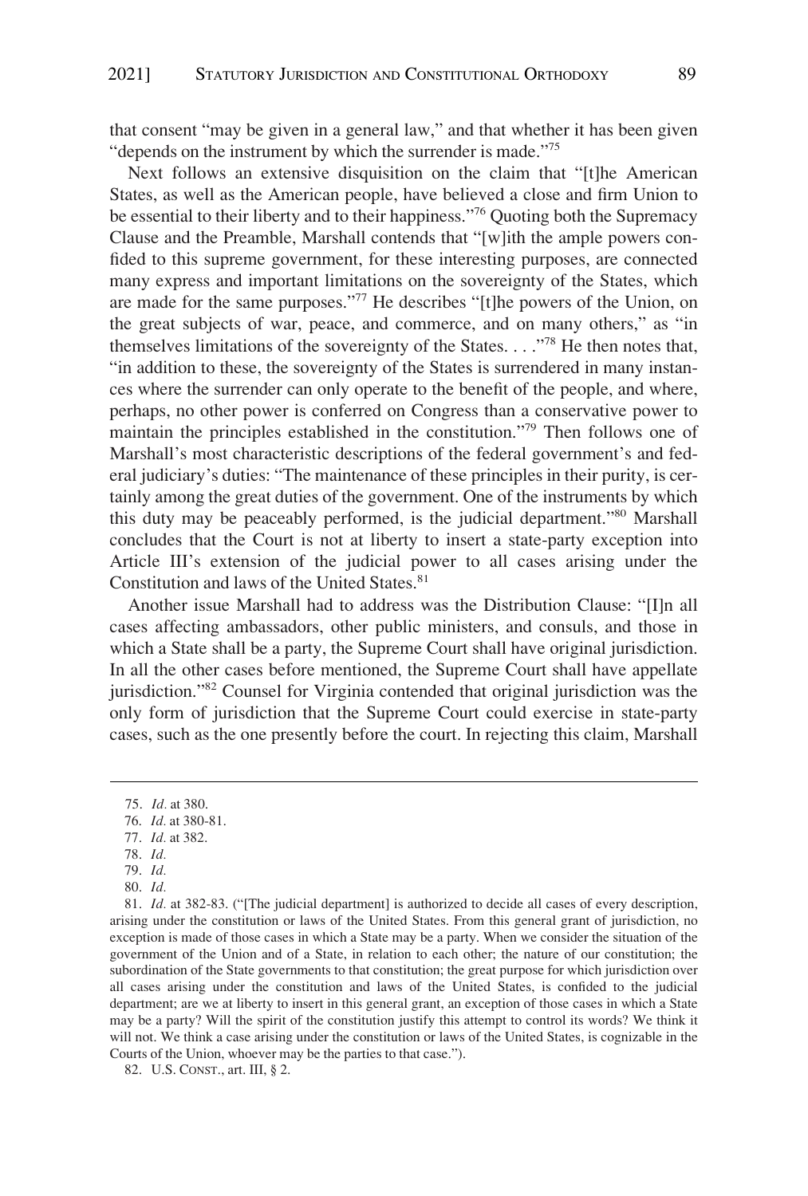that consent "may be given in a general law," and that whether it has been given "depends on the instrument by which the surrender is made."[75]

Next follows an extensive disquisition on the claim that "[t]he American States, as well as the American people, have believed a close and firm Union to be essential to their liberty and to their happiness."[76] Quoting both the Supremacy Clause and the Preamble, Marshall contends that "[w]ith the ample powers confided to this supreme government, for these interesting purposes, are connected many express and important limitations on the sovereignty of the States, which are made for the same purposes."[77] He describes "[t]he powers of the Union, on the great subjects of war, peace, and commerce, and on many others," as "in themselves limitations of the sovereignty of the States. . . ."[78] He then notes that, "in addition to these, the sovereignty of the States is surrendered in many instances where the surrender can only operate to the benefit of the people, and where, perhaps, no other power is conferred on Congress than a conservative power to maintain the principles established in the constitution."[79] Then follows one of Marshall's most characteristic descriptions of the federal government's and federal judiciary's duties: "The maintenance of these principles in their purity, is certainly among the great duties of the government. One of the instruments by which this duty may be peaceably performed, is the judicial department."[80] Marshall concludes that the Court is not at liberty to insert a state-party exception into Article III's extension of the judicial power to all cases arising under the Constitution and laws of the United States.[81]

Another issue Marshall had to address was the Distribution Clause: "[I]n all cases affecting ambassadors, other public ministers, and consuls, and those in which a State shall be a party, the Supreme Court shall have original jurisdiction. In all the other cases before mentioned, the Supreme Court shall have appellate jurisdiction."[82] Counsel for Virginia contended that original jurisdiction was the only form of jurisdiction that the Supreme Court could exercise in state-party cases, such as the one presently before the court. In rejecting this claim, Marshall

---

75. *Id.* at 380.

76. *Id.* at 380-81.

77. *Id.* at 382.

78. *Id.*

79. *Id.*

80. *Id.*

81. *Id.* at 382-83. ("[The judicial department] is authorized to decide all cases of every description, arising under the constitution or laws of the United States. From this general grant of jurisdiction, no exception is made of those cases in which a State may be a party. When we consider the situation of the government of the Union and of a State, in relation to each other; the nature of our constitution; the subordination of the State governments to that constitution; the great purpose for which jurisdiction over all cases arising under the constitution and laws of the United States, is confided to the judicial department; are we at liberty to insert in this general grant, an exception of those cases in which a State may be a party? Will the spirit of the constitution justify this attempt to control its words? We think it will not. We think a case arising under the constitution or laws of the United States, is cognizable in the Courts of the Union, whoever may be the parties to that case.").

82. U.S. CONST., art. III, § 2.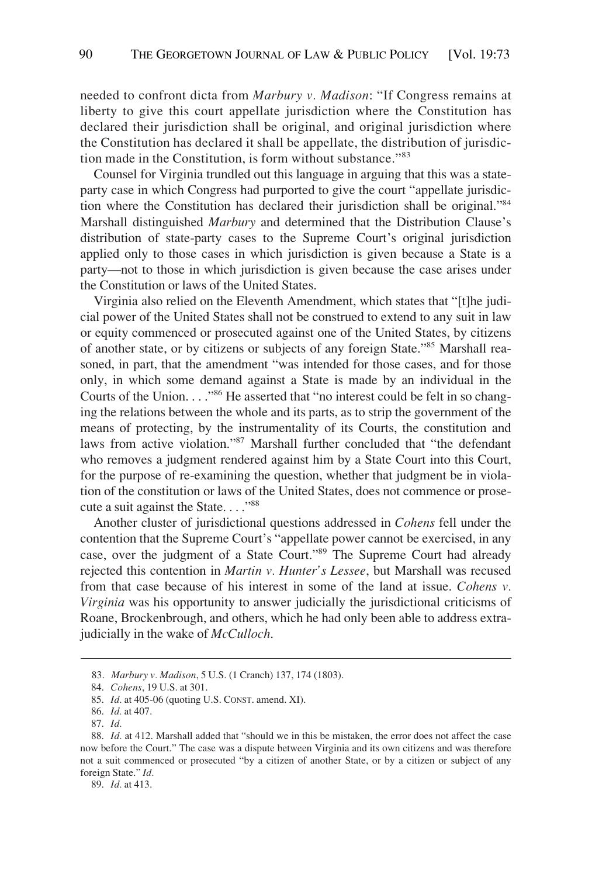needed to confront dicta from *Marbury v. Madison*: "If Congress remains at liberty to give this court appellate jurisdiction where the Constitution has declared their jurisdiction shall be original, and original jurisdiction where the Constitution has declared it shall be appellate, the distribution of jurisdiction made in the Constitution, is form without substance."[83]

Counsel for Virginia trundled out this language in arguing that this was a state-party case in which Congress had purported to give the court "appellate jurisdiction where the Constitution has declared their jurisdiction shall be original."[84] Marshall distinguished *Marbury* and determined that the Distribution Clause's distribution of state-party cases to the Supreme Court's original jurisdiction applied only to those cases in which jurisdiction is given because a State is a party—not to those in which jurisdiction is given because the case arises under the Constitution or laws of the United States.

Virginia also relied on the Eleventh Amendment, which states that "[t]he judicial power of the United States shall not be construed to extend to any suit in law or equity commenced or prosecuted against one of the United States, by citizens of another state, or by citizens or subjects of any foreign State."[85] Marshall reasoned, in part, that the amendment "was intended for those cases, and for those only, in which some demand against a State is made by an individual in the Courts of the Union. . . ."[86] He asserted that "no interest could be felt in so changing the relations between the whole and its parts, as to strip the government of the means of protecting, by the instrumentality of its Courts, the constitution and laws from active violation."[87] Marshall further concluded that "the defendant who removes a judgment rendered against him by a State Court into this Court, for the purpose of re-examining the question, whether that judgment be in violation of the constitution or laws of the United States, does not commence or prosecute a suit against the State. . . ."[88]

Another cluster of jurisdictional questions addressed in *Cohens* fell under the contention that the Supreme Court's "appellate power cannot be exercised, in any case, over the judgment of a State Court."[89] The Supreme Court had already rejected this contention in *Martin v. Hunter's Lessee*, but Marshall was recused from that case because of his interest in some of the land at issue. *Cohens v. Virginia* was his opportunity to answer judicially the jurisdictional criticisms of Roane, Brockenbrough, and others, which he had only been able to address extrajudicially in the wake of *McCulloch*.

---

83. *Marbury v. Madison*, 5 U.S. (1 Cranch) 137, 174 (1803).

84. *Cohens*, 19 U.S. at 301.

85. *Id.* at 405-06 (quoting U.S. CONST. amend. XI).

86. *Id.* at 407.

87. *Id.*

88. *Id.* at 412. Marshall added that "should we in this be mistaken, the error does not affect the case now before the Court." The case was a dispute between Virginia and its own citizens and was therefore not a suit commenced or prosecuted "by a citizen of another State, or by a citizen or subject of any foreign State." *Id.*

89. *Id.* at 413.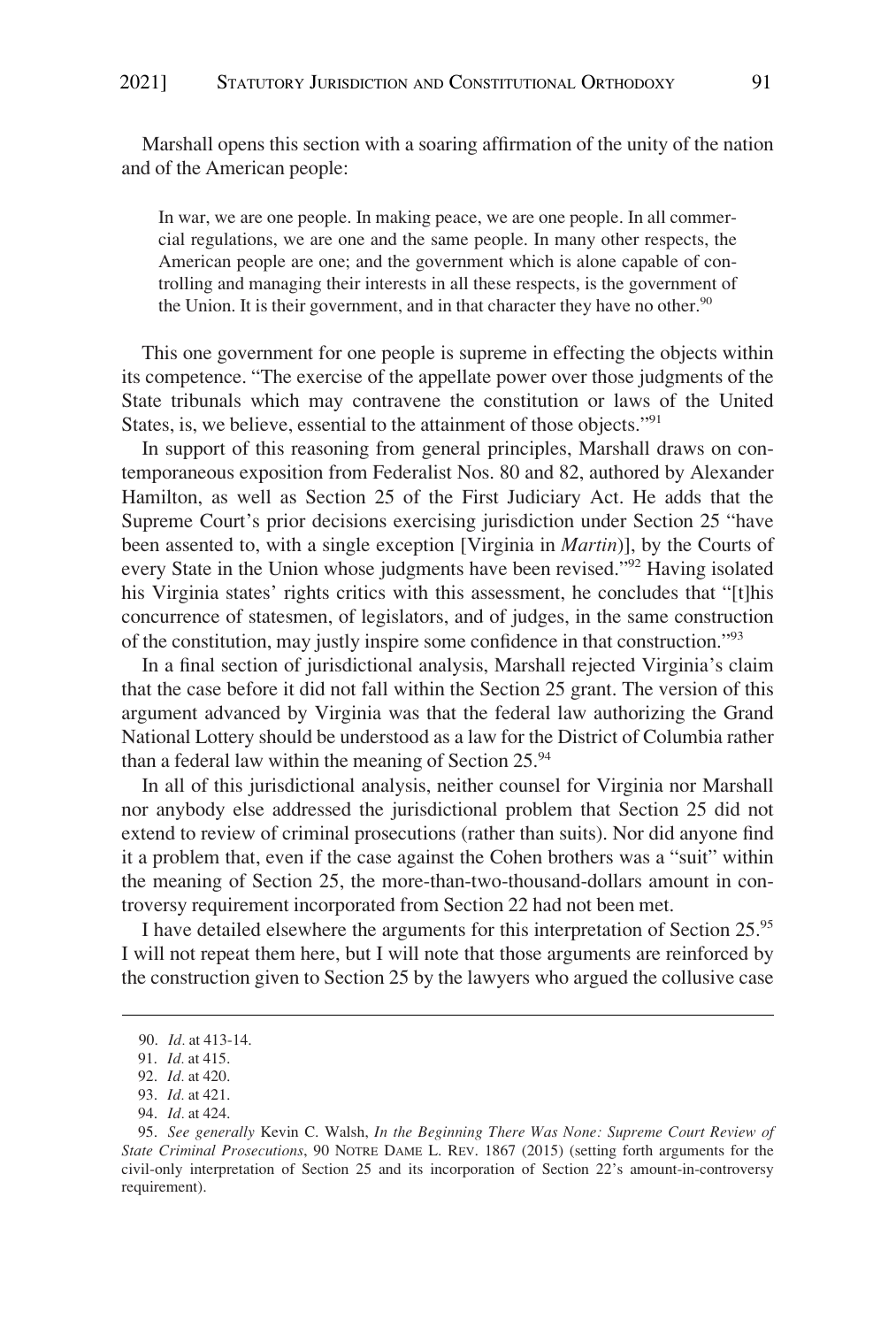Marshall opens this section with a soaring affirmation of the unity of the nation and of the American people:

> In war, we are one people. In making peace, we are one people. In all commercial regulations, we are one and the same people. In many other respects, the American people are one; and the government which is alone capable of controlling and managing their interests in all these respects, is the government of the Union. It is their government, and in that character they have no other.[90]

This one government for one people is supreme in effecting the objects within its competence. "The exercise of the appellate power over those judgments of the State tribunals which may contravene the constitution or laws of the United States, is, we believe, essential to the attainment of those objects."[91]

In support of this reasoning from general principles, Marshall draws on contemporaneous exposition from Federalist Nos. 80 and 82, authored by Alexander Hamilton, as well as Section 25 of the First Judiciary Act. He adds that the Supreme Court's prior decisions exercising jurisdiction under Section 25 "have been assented to, with a single exception [Virginia in *Martin*)], by the Courts of every State in the Union whose judgments have been revised."[92] Having isolated his Virginia states' rights critics with this assessment, he concludes that "[t]his concurrence of statesmen, of legislators, and of judges, in the same construction of the constitution, may justly inspire some confidence in that construction."[93]

In a final section of jurisdictional analysis, Marshall rejected Virginia's claim that the case before it did not fall within the Section 25 grant. The version of this argument advanced by Virginia was that the federal law authorizing the Grand National Lottery should be understood as a law for the District of Columbia rather than a federal law within the meaning of Section 25.[94]

In all of this jurisdictional analysis, neither counsel for Virginia nor Marshall nor anybody else addressed the jurisdictional problem that Section 25 did not extend to review of criminal prosecutions (rather than suits). Nor did anyone find it a problem that, even if the case against the Cohen brothers was a "suit" within the meaning of Section 25, the more-than-two-thousand-dollars amount in controversy requirement incorporated from Section 22 had not been met.

I have detailed elsewhere the arguments for this interpretation of Section 25.[95] I will not repeat them here, but I will note that those arguments are reinforced by the construction given to Section 25 by the lawyers who argued the collusive case

---

90. *Id.* at 413-14.

91. *Id.* at 415.

92. *Id.* at 420.

93. *Id.* at 421.

94. *Id.* at 424.

95. *See generally* Kevin C. Walsh, *In the Beginning There Was None: Supreme Court Review of State Criminal Prosecutions*, 90 NOTRE DAME L. REV. 1867 (2015) (setting forth arguments for the civil-only interpretation of Section 25 and its incorporation of Section 22's amount-in-controversy requirement).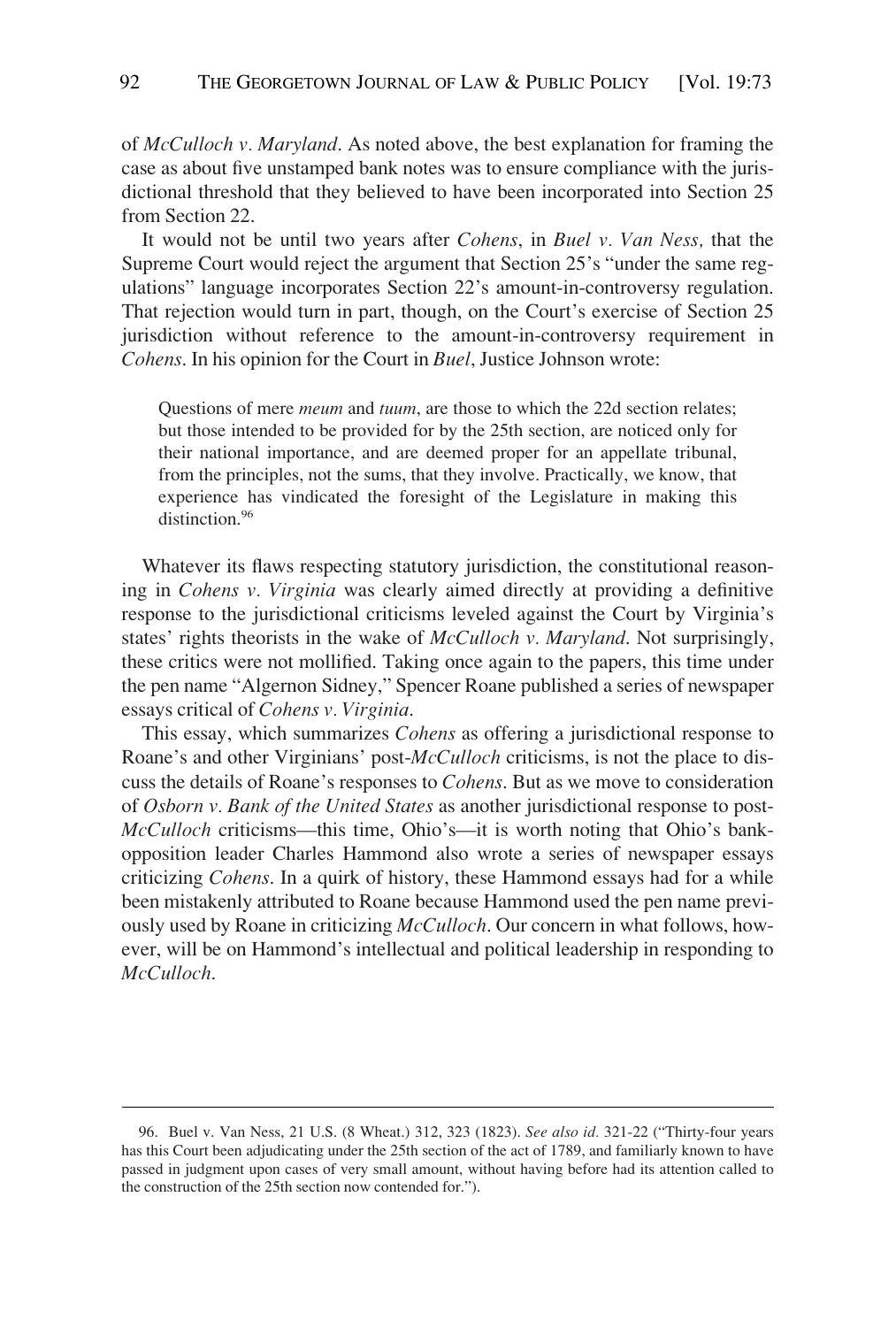of *McCulloch v. Maryland*. As noted above, the best explanation for framing the case as about five unstamped bank notes was to ensure compliance with the jurisdictional threshold that they believed to have been incorporated into Section 25 from Section 22.

It would not be until two years after *Cohens*, in *Buel v. Van Ness,* that the Supreme Court would reject the argument that Section 25's "under the same regulations" language incorporates Section 22's amount-in-controversy regulation. That rejection would turn in part, though, on the Court's exercise of Section 25 jurisdiction without reference to the amount-in-controversy requirement in *Cohens*. In his opinion for the Court in *Buel*, Justice Johnson wrote:

> Questions of mere *meum* and *tuum*, are those to which the 22d section relates; but those intended to be provided for by the 25th section, are noticed only for their national importance, and are deemed proper for an appellate tribunal, from the principles, not the sums, that they involve. Practically, we know, that experience has vindicated the foresight of the Legislature in making this distinction.[96]

Whatever its flaws respecting statutory jurisdiction, the constitutional reasoning in *Cohens v. Virginia* was clearly aimed directly at providing a definitive response to the jurisdictional criticisms leveled against the Court by Virginia's states' rights theorists in the wake of *McCulloch v. Maryland*. Not surprisingly, these critics were not mollified. Taking once again to the papers, this time under the pen name "Algernon Sidney," Spencer Roane published a series of newspaper essays critical of *Cohens v. Virginia*.

This essay, which summarizes *Cohens* as offering a jurisdictional response to Roane's and other Virginians' post-*McCulloch* criticisms, is not the place to discuss the details of Roane's responses to *Cohens*. But as we move to consideration of *Osborn v. Bank of the United States* as another jurisdictional response to post-*McCulloch* criticisms—this time, Ohio's—it is worth noting that Ohio's bank-opposition leader Charles Hammond also wrote a series of newspaper essays criticizing *Cohens*. In a quirk of history, these Hammond essays had for a while been mistakenly attributed to Roane because Hammond used the pen name previously used by Roane in criticizing *McCulloch*. Our concern in what follows, however, will be on Hammond's intellectual and political leadership in responding to *McCulloch*.

---

96. Buel v. Van Ness, 21 U.S. (8 Wheat.) 312, 323 (1823). *See also id.* 321-22 ("Thirty-four years has this Court been adjudicating under the 25th section of the act of 1789, and familiarly known to have passed in judgment upon cases of very small amount, without having before had its attention called to the construction of the 25th section now contended for.").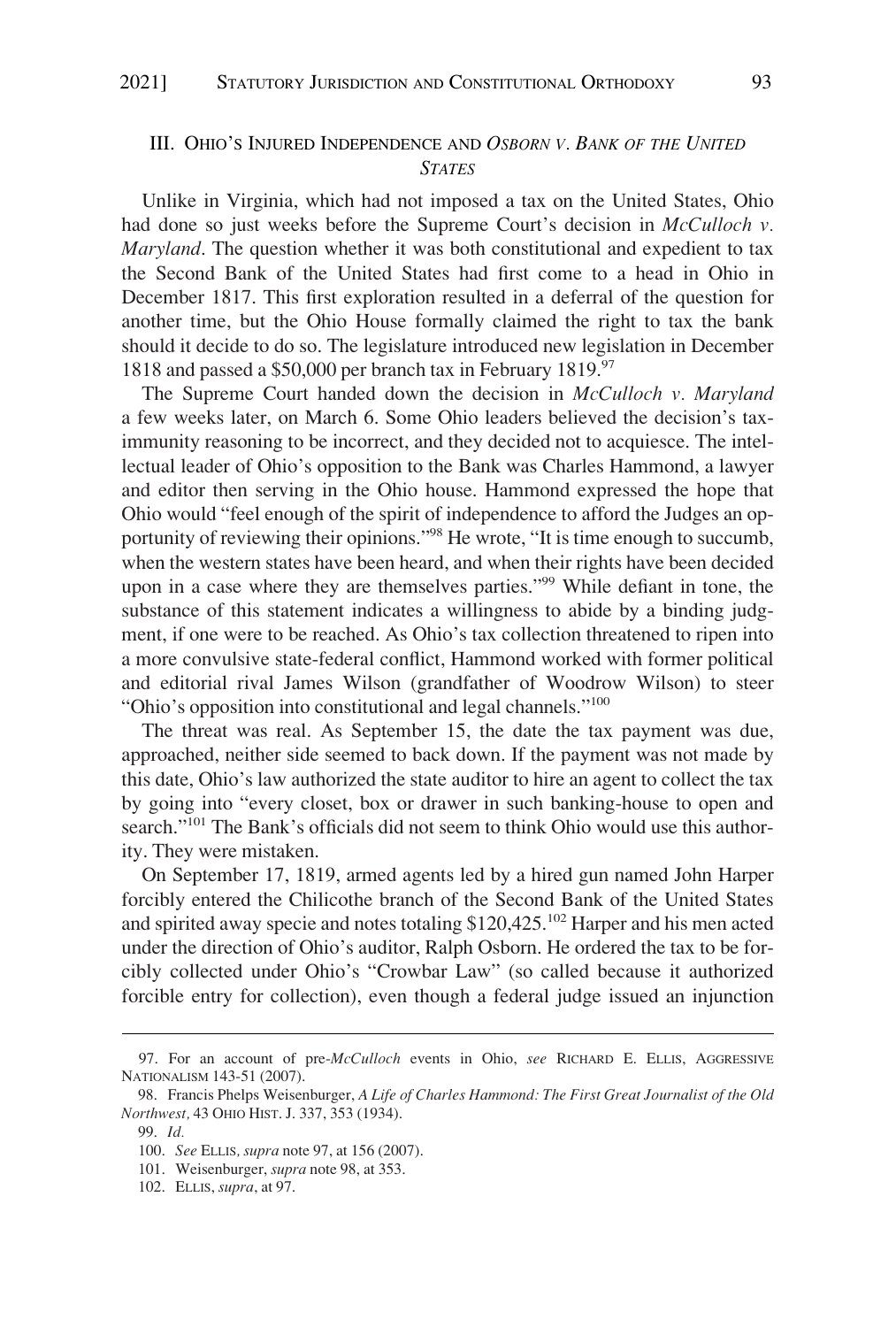## III. Ohio's Injured Independence and *Osborn v. Bank of the United States*

Unlike in Virginia, which had not imposed a tax on the United States, Ohio had done so just weeks before the Supreme Court's decision in *McCulloch v. Maryland*. The question whether it was both constitutional and expedient to tax the Second Bank of the United States had first come to a head in Ohio in December 1817. This first exploration resulted in a deferral of the question for another time, but the Ohio House formally claimed the right to tax the bank should it decide to do so. The legislature introduced new legislation in December 1818 and passed a $50,000 per branch tax in February 1819.[97]

The Supreme Court handed down the decision in *McCulloch v. Maryland* a few weeks later, on March 6. Some Ohio leaders believed the decision's tax-immunity reasoning to be incorrect, and they decided not to acquiesce. The intellectual leader of Ohio's opposition to the Bank was Charles Hammond, a lawyer and editor then serving in the Ohio house. Hammond expressed the hope that Ohio would "feel enough of the spirit of independence to afford the Judges an opportunity of reviewing their opinions."[98] He wrote, "It is time enough to succumb, when the western states have been heard, and when their rights have been decided upon in a case where they are themselves parties."[99] While defiant in tone, the substance of this statement indicates a willingness to abide by a binding judgment, if one were to be reached. As Ohio's tax collection threatened to ripen into a more convulsive state-federal conflict, Hammond worked with former political and editorial rival James Wilson (grandfather of Woodrow Wilson) to steer "Ohio's opposition into constitutional and legal channels."[100]

The threat was real. As September 15, the date the tax payment was due, approached, neither side seemed to back down. If the payment was not made by this date, Ohio's law authorized the state auditor to hire an agent to collect the tax by going into "every closet, box or drawer in such banking-house to open and search."[101] The Bank's officials did not seem to think Ohio would use this authority. They were mistaken.

On September 17, 1819, armed agents led by a hired gun named John Harper forcibly entered the Chilicothe branch of the Second Bank of the United States and spirited away specie and notes totaling $120,425.[102] Harper and his men acted under the direction of Ohio's auditor, Ralph Osborn. He ordered the tax to be forcibly collected under Ohio's "Crowbar Law" (so called because it authorized forcible entry for collection), even though a federal judge issued an injunction

---

97. For an account of pre-*McCulloch* events in Ohio, *see* Richard E. Ellis, Aggressive Nationalism 143-51 (2007).

98. Francis Phelps Weisenburger, *A Life of Charles Hammond: The First Great Journalist of the Old Northwest*, 43 Ohio Hist. J. 337, 353 (1934).

99. *Id.*

100. *See* Ellis, *supra* note 97, at 156 (2007).

101. Weisenburger, *supra* note 98, at 353.

102. Ellis, *supra*, at 97.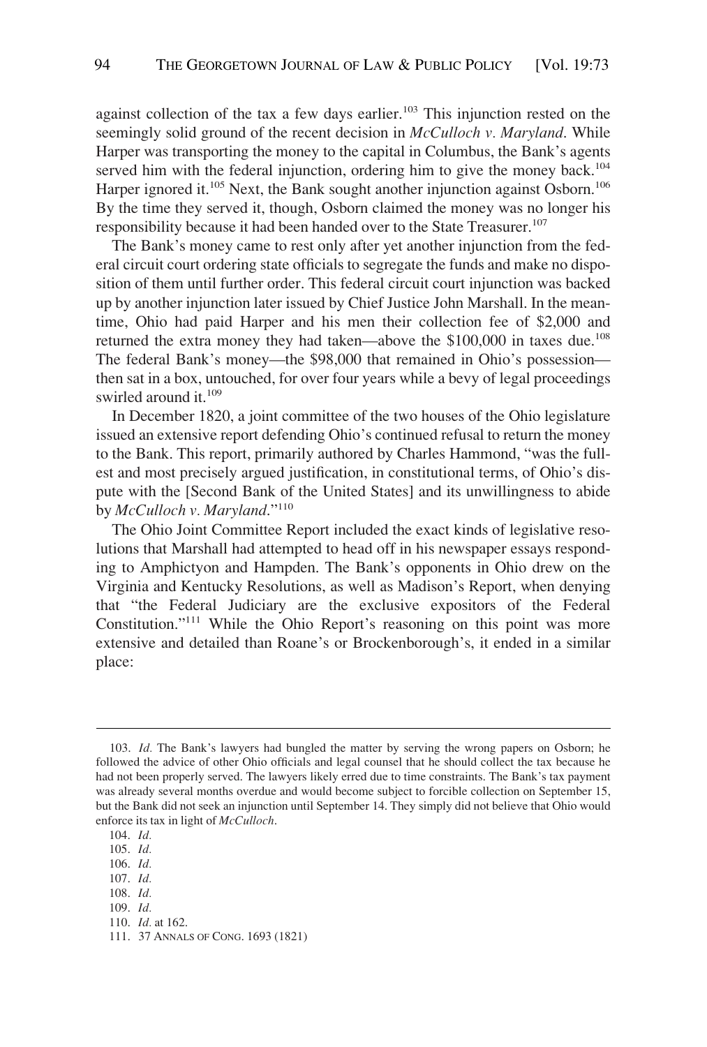against collection of the tax a few days earlier.[103] This injunction rested on the seemingly solid ground of the recent decision in *McCulloch v. Maryland*. While Harper was transporting the money to the capital in Columbus, the Bank's agents served him with the federal injunction, ordering him to give the money back.[104] Harper ignored it.[105] Next, the Bank sought another injunction against Osborn.[106] By the time they served it, though, Osborn claimed the money was no longer his responsibility because it had been handed over to the State Treasurer.[107]

The Bank's money came to rest only after yet another injunction from the federal circuit court ordering state officials to segregate the funds and make no disposition of them until further order. This federal circuit court injunction was backed up by another injunction later issued by Chief Justice John Marshall. In the meantime, Ohio had paid Harper and his men their collection fee of $2,000 and returned the extra money they had taken—above the $100,000 in taxes due.[108] The federal Bank's money—the $98,000 that remained in Ohio's possession—then sat in a box, untouched, for over four years while a bevy of legal proceedings swirled around it.[109]

In December 1820, a joint committee of the two houses of the Ohio legislature issued an extensive report defending Ohio's continued refusal to return the money to the Bank. This report, primarily authored by Charles Hammond, "was the fullest and most precisely argued justification, in constitutional terms, of Ohio's dispute with the [Second Bank of the United States] and its unwillingness to abide by *McCulloch v. Maryland*."[110]

The Ohio Joint Committee Report included the exact kinds of legislative resolutions that Marshall had attempted to head off in his newspaper essays responding to Amphictyon and Hampden. The Bank's opponents in Ohio drew on the Virginia and Kentucky Resolutions, as well as Madison's Report, when denying that "the Federal Judiciary are the exclusive expositors of the Federal Constitution."[111] While the Ohio Report's reasoning on this point was more extensive and detailed than Roane's or Brockenborough's, it ended in a similar place:

---

103. *Id.* The Bank's lawyers had bungled the matter by serving the wrong papers on Osborn; he followed the advice of other Ohio officials and legal counsel that he should collect the tax because he had not been properly served. The lawyers likely erred due to time constraints. The Bank's tax payment was already several months overdue and would become subject to forcible collection on September 15, but the Bank did not seek an injunction until September 14. They simply did not believe that Ohio would enforce its tax in light of *McCulloch*.

104. *Id.*

105. *Id.*

106. *Id.*

107. *Id.*

108. *Id.*

109. *Id.*

110. *Id.* at 162.

111. 37 ANNALS OF CONG. 1693 (1821)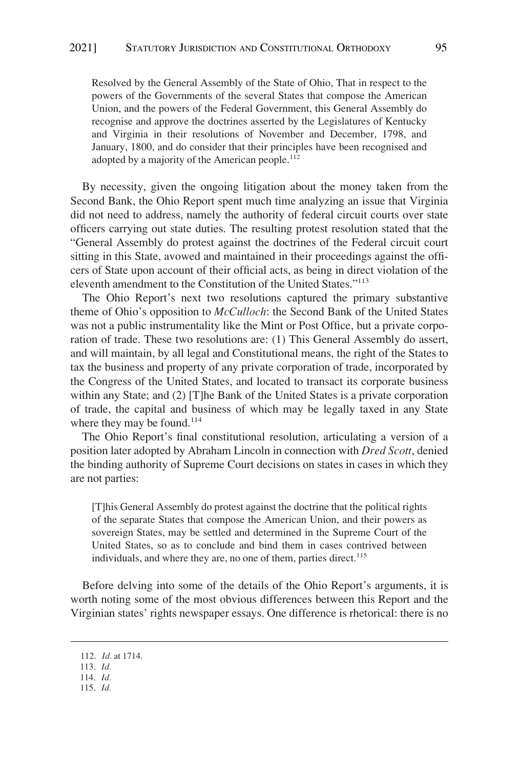> Resolved by the General Assembly of the State of Ohio, That in respect to the powers of the Governments of the several States that compose the American Union, and the powers of the Federal Government, this General Assembly do recognise and approve the doctrines asserted by the Legislatures of Kentucky and Virginia in their resolutions of November and December, 1798, and January, 1800, and do consider that their principles have been recognised and adopted by a majority of the American people.[112]

By necessity, given the ongoing litigation about the money taken from the Second Bank, the Ohio Report spent much time analyzing an issue that Virginia did not need to address, namely the authority of federal circuit courts over state officers carrying out state duties. The resulting protest resolution stated that the "General Assembly do protest against the doctrines of the Federal circuit court sitting in this State, avowed and maintained in their proceedings against the officers of State upon account of their official acts, as being in direct violation of the eleventh amendment to the Constitution of the United States."[113]

The Ohio Report's next two resolutions captured the primary substantive theme of Ohio's opposition to *McCulloch*: the Second Bank of the United States was not a public instrumentality like the Mint or Post Office, but a private corporation of trade. These two resolutions are: (1) This General Assembly do assert, and will maintain, by all legal and Constitutional means, the right of the States to tax the business and property of any private corporation of trade, incorporated by the Congress of the United States, and located to transact its corporate business within any State; and (2) [T]he Bank of the United States is a private corporation of trade, the capital and business of which may be legally taxed in any State where they may be found.[114]

The Ohio Report's final constitutional resolution, articulating a version of a position later adopted by Abraham Lincoln in connection with *Dred Scott*, denied the binding authority of Supreme Court decisions on states in cases in which they are not parties:

> [T]his General Assembly do protest against the doctrine that the political rights of the separate States that compose the American Union, and their powers as sovereign States, may be settled and determined in the Supreme Court of the United States, so as to conclude and bind them in cases contrived between individuals, and where they are, no one of them, parties direct.[115]

Before delving into some of the details of the Ohio Report's arguments, it is worth noting some of the most obvious differences between this Report and the Virginian states' rights newspaper essays. One difference is rhetorical: there is no

---

112. *Id.* at 1714.
113. *Id.*
114. *Id.*
115. *Id.*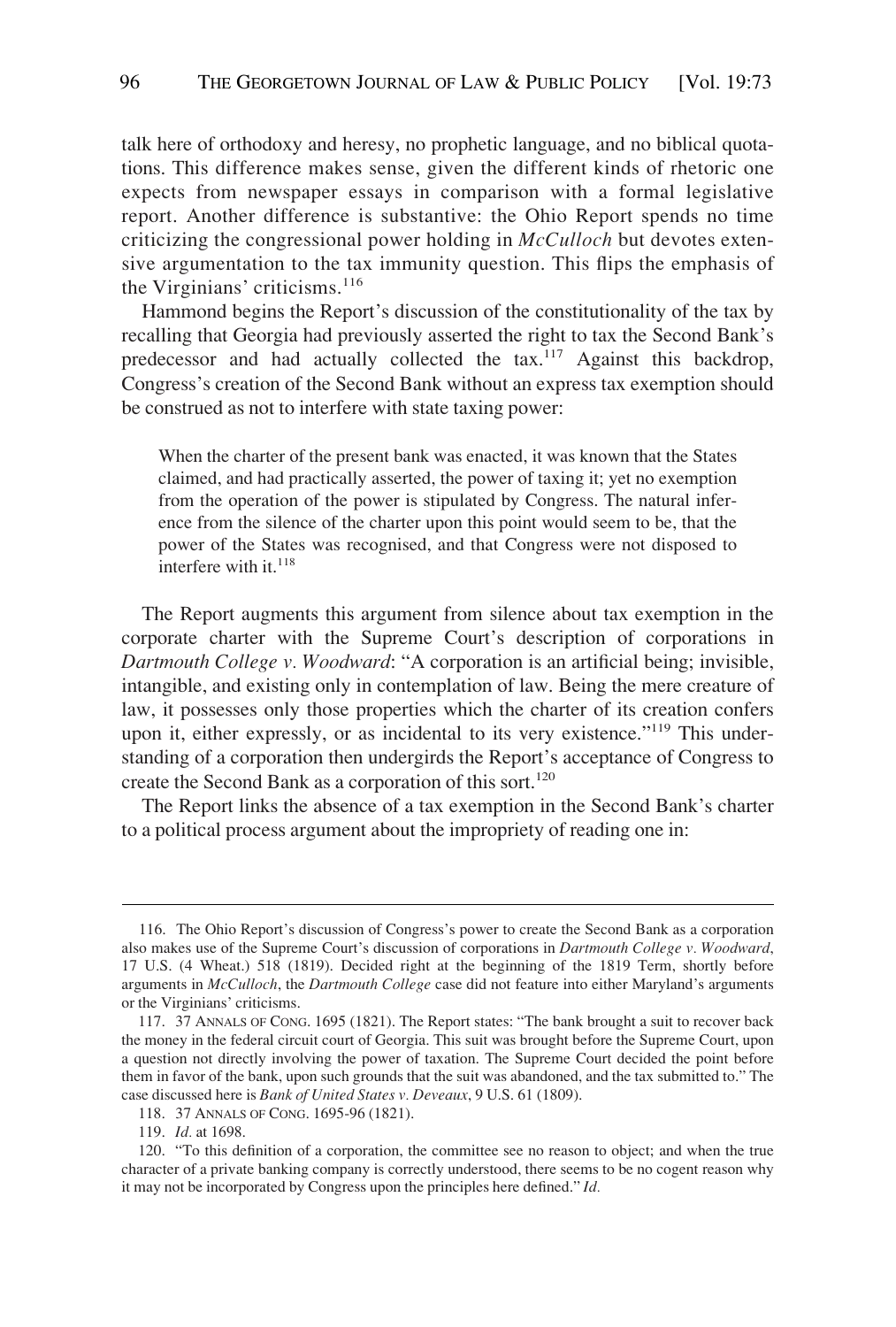talk here of orthodoxy and heresy, no prophetic language, and no biblical quotations. This difference makes sense, given the different kinds of rhetoric one expects from newspaper essays in comparison with a formal legislative report. Another difference is substantive: the Ohio Report spends no time criticizing the congressional power holding in *McCulloch* but devotes extensive argumentation to the tax immunity question. This flips the emphasis of the Virginians' criticisms.[116]

Hammond begins the Report's discussion of the constitutionality of the tax by recalling that Georgia had previously asserted the right to tax the Second Bank's predecessor and had actually collected the tax.[117] Against this backdrop, Congress's creation of the Second Bank without an express tax exemption should be construed as not to interfere with state taxing power:

> When the charter of the present bank was enacted, it was known that the States claimed, and had practically asserted, the power of taxing it; yet no exemption from the operation of the power is stipulated by Congress. The natural inference from the silence of the charter upon this point would seem to be, that the power of the States was recognised, and that Congress were not disposed to interfere with it.[118]

The Report augments this argument from silence about tax exemption in the corporate charter with the Supreme Court's description of corporations in *Dartmouth College v. Woodward*: "A corporation is an artificial being; invisible, intangible, and existing only in contemplation of law. Being the mere creature of law, it possesses only those properties which the charter of its creation confers upon it, either expressly, or as incidental to its very existence."[119] This understanding of a corporation then undergirds the Report's acceptance of Congress to create the Second Bank as a corporation of this sort.[120]

The Report links the absence of a tax exemption in the Second Bank's charter to a political process argument about the impropriety of reading one in:

---

116. The Ohio Report's discussion of Congress's power to create the Second Bank as a corporation also makes use of the Supreme Court's discussion of corporations in *Dartmouth College v. Woodward*, 17 U.S. (4 Wheat.) 518 (1819). Decided right at the beginning of the 1819 Term, shortly before arguments in *McCulloch*, the *Dartmouth College* case did not feature into either Maryland's arguments or the Virginians' criticisms.

117. 37 ANNALS OF CONG. 1695 (1821). The Report states: "The bank brought a suit to recover back the money in the federal circuit court of Georgia. This suit was brought before the Supreme Court, upon a question not directly involving the power of taxation. The Supreme Court decided the point before them in favor of the bank, upon such grounds that the suit was abandoned, and the tax submitted to." The case discussed here is *Bank of United States v. Deveaux*, 9 U.S. 61 (1809).

118. 37 ANNALS OF CONG. 1695-96 (1821).

119. *Id.* at 1698.

120. "To this definition of a corporation, the committee see no reason to object; and when the true character of a private banking company is correctly understood, there seems to be no cogent reason why it may not be incorporated by Congress upon the principles here defined." *Id.*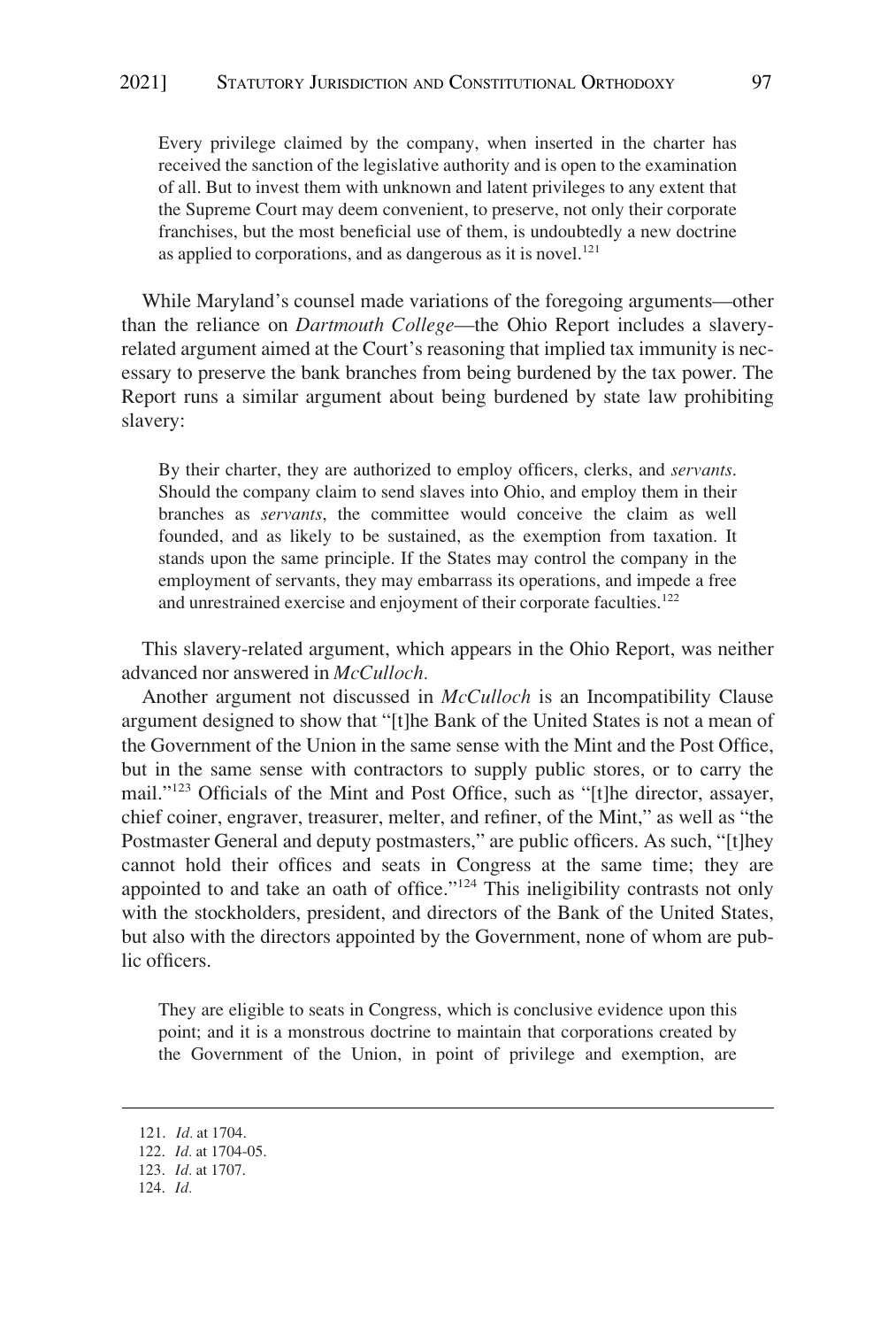> Every privilege claimed by the company, when inserted in the charter has received the sanction of the legislative authority and is open to the examination of all. But to invest them with unknown and latent privileges to any extent that the Supreme Court may deem convenient, to preserve, not only their corporate franchises, but the most beneficial use of them, is undoubtedly a new doctrine as applied to corporations, and as dangerous as it is novel.[121]

While Maryland's counsel made variations of the foregoing arguments—other than the reliance on *Dartmouth College*—the Ohio Report includes a slavery-related argument aimed at the Court's reasoning that implied tax immunity is necessary to preserve the bank branches from being burdened by the tax power. The Report runs a similar argument about being burdened by state law prohibiting slavery:

> By their charter, they are authorized to employ officers, clerks, and *servants*. Should the company claim to send slaves into Ohio, and employ them in their branches as *servants*, the committee would conceive the claim as well founded, and as likely to be sustained, as the exemption from taxation. It stands upon the same principle. If the States may control the company in the employment of servants, they may embarrass its operations, and impede a free and unrestrained exercise and enjoyment of their corporate faculties.[122]

This slavery-related argument, which appears in the Ohio Report, was neither advanced nor answered in *McCulloch.*

Another argument not discussed in *McCulloch* is an Incompatibility Clause argument designed to show that "[t]he Bank of the United States is not a mean of the Government of the Union in the same sense with the Mint and the Post Office, but in the same sense with contractors to supply public stores, or to carry the mail."[123] Officials of the Mint and Post Office, such as "[t]he director, assayer, chief coiner, engraver, treasurer, melter, and refiner, of the Mint," as well as "the Postmaster General and deputy postmasters," are public officers. As such, "[t]hey cannot hold their offices and seats in Congress at the same time; they are appointed to and take an oath of office."[124] This ineligibility contrasts not only with the stockholders, president, and directors of the Bank of the United States, but also with the directors appointed by the Government, none of whom are public officers.

> They are eligible to seats in Congress, which is conclusive evidence upon this point; and it is a monstrous doctrine to maintain that corporations created by the Government of the Union, in point of privilege and exemption, are

---

121. *Id.* at 1704.
122. *Id.* at 1704-05.
123. *Id.* at 1707.
124. *Id.*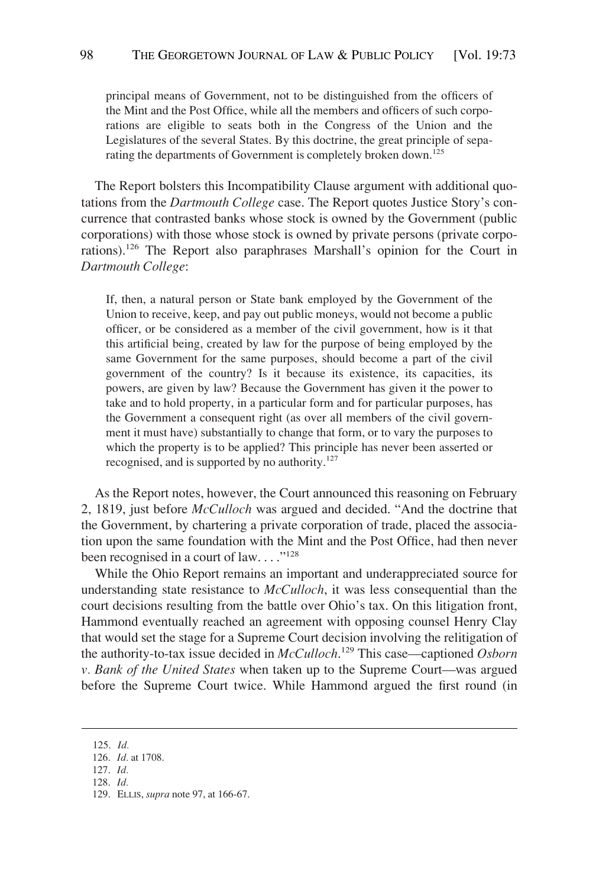> principal means of Government, not to be distinguished from the officers of the Mint and the Post Office, while all the members and officers of such corporations are eligible to seats both in the Congress of the Union and the Legislatures of the several States. By this doctrine, the great principle of separating the departments of Government is completely broken down.[125]

The Report bolsters this Incompatibility Clause argument with additional quotations from the *Dartmouth College* case. The Report quotes Justice Story's concurrence that contrasted banks whose stock is owned by the Government (public corporations) with those whose stock is owned by private persons (private corporations).[126] The Report also paraphrases Marshall's opinion for the Court in *Dartmouth College*:

> If, then, a natural person or State bank employed by the Government of the Union to receive, keep, and pay out public moneys, would not become a public officer, or be considered as a member of the civil government, how is it that this artificial being, created by law for the purpose of being employed by the same Government for the same purposes, should become a part of the civil government of the country? Is it because its existence, its capacities, its powers, are given by law? Because the Government has given it the power to take and to hold property, in a particular form and for particular purposes, has the Government a consequent right (as over all members of the civil government it must have) substantially to change that form, or to vary the purposes to which the property is to be applied? This principle has never been asserted or recognised, and is supported by no authority.[127]

As the Report notes, however, the Court announced this reasoning on February 2, 1819, just before *McCulloch* was argued and decided. "And the doctrine that the Government, by chartering a private corporation of trade, placed the association upon the same foundation with the Mint and the Post Office, had then never been recognised in a court of law. . . ."[128]

While the Ohio Report remains an important and underappreciated source for understanding state resistance to *McCulloch*, it was less consequential than the court decisions resulting from the battle over Ohio's tax. On this litigation front, Hammond eventually reached an agreement with opposing counsel Henry Clay that would set the stage for a Supreme Court decision involving the relitigation of the authority-to-tax issue decided in *McCulloch*.[129] This case—captioned *Osborn v. Bank of the United States* when taken up to the Supreme Court—was argued before the Supreme Court twice. While Hammond argued the first round (in

125. *Id.*

126. *Id.* at 1708.

127. *Id.*

128. *Id.*

129. ELLIS, *supra* note 97, at 166-67.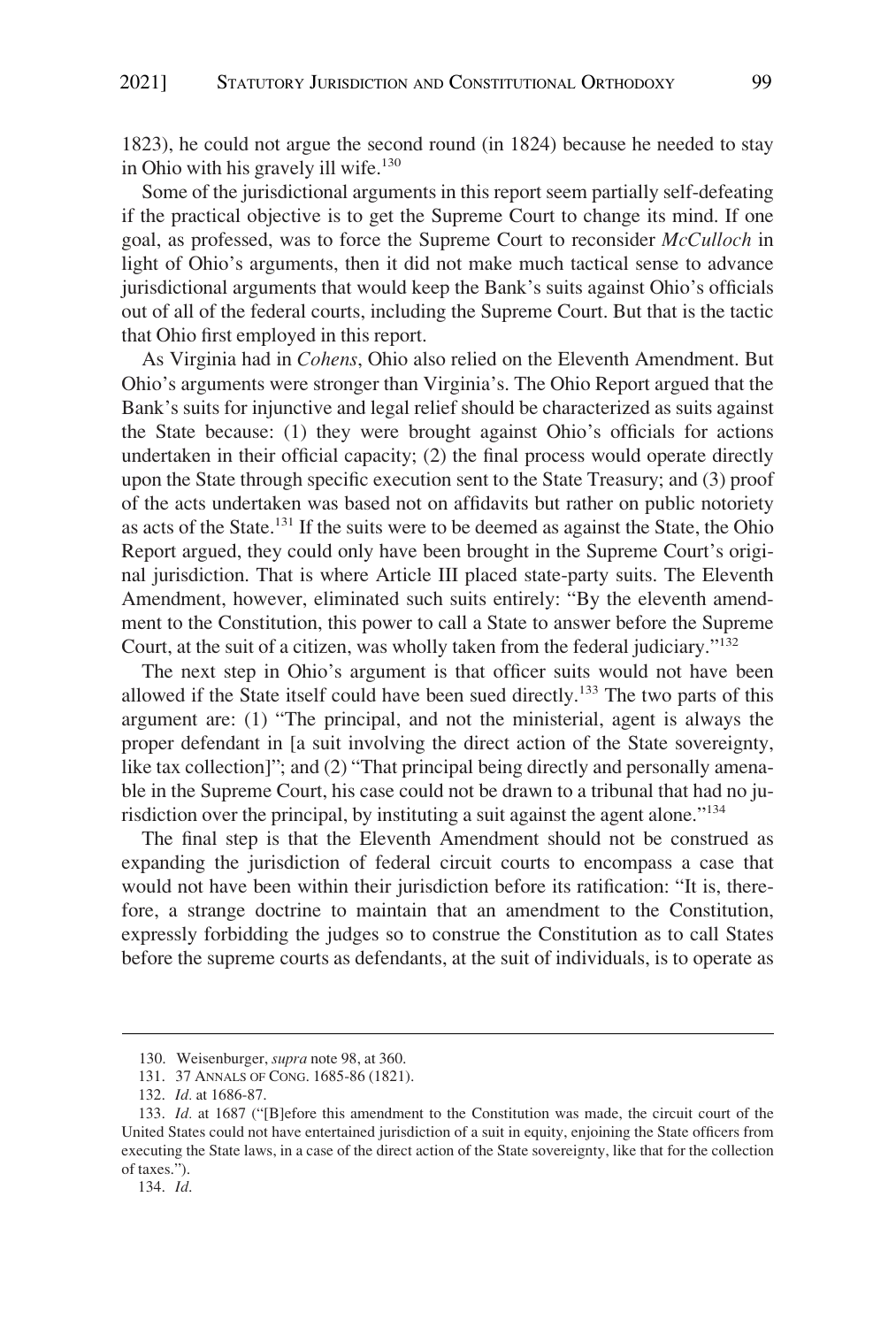1823), he could not argue the second round (in 1824) because he needed to stay in Ohio with his gravely ill wife.[130]

Some of the jurisdictional arguments in this report seem partially self-defeating if the practical objective is to get the Supreme Court to change its mind. If one goal, as professed, was to force the Supreme Court to reconsider *McCulloch* in light of Ohio's arguments, then it did not make much tactical sense to advance jurisdictional arguments that would keep the Bank's suits against Ohio's officials out of all of the federal courts, including the Supreme Court. But that is the tactic that Ohio first employed in this report.

As Virginia had in *Cohens*, Ohio also relied on the Eleventh Amendment. But Ohio's arguments were stronger than Virginia's. The Ohio Report argued that the Bank's suits for injunctive and legal relief should be characterized as suits against the State because: (1) they were brought against Ohio's officials for actions undertaken in their official capacity; (2) the final process would operate directly upon the State through specific execution sent to the State Treasury; and (3) proof of the acts undertaken was based not on affidavits but rather on public notoriety as acts of the State.[131] If the suits were to be deemed as against the State, the Ohio Report argued, they could only have been brought in the Supreme Court's original jurisdiction. That is where Article III placed state-party suits. The Eleventh Amendment, however, eliminated such suits entirely: "By the eleventh amendment to the Constitution, this power to call a State to answer before the Supreme Court, at the suit of a citizen, was wholly taken from the federal judiciary."[132]

The next step in Ohio's argument is that officer suits would not have been allowed if the State itself could have been sued directly.[133] The two parts of this argument are: (1) "The principal, and not the ministerial, agent is always the proper defendant in [a suit involving the direct action of the State sovereignty, like tax collection]"; and (2) "That principal being directly and personally amenable in the Supreme Court, his case could not be drawn to a tribunal that had no jurisdiction over the principal, by instituting a suit against the agent alone."[134]

The final step is that the Eleventh Amendment should not be construed as expanding the jurisdiction of federal circuit courts to encompass a case that would not have been within their jurisdiction before its ratification: "It is, therefore, a strange doctrine to maintain that an amendment to the Constitution, expressly forbidding the judges so to construe the Constitution as to call States before the supreme courts as defendants, at the suit of individuals, is to operate as

---

130. Weisenburger, *supra* note 98, at 360.

131. 37 ANNALS OF CONG. 1685-86 (1821).

132. *Id.* at 1686-87.

133. *Id.* at 1687 ("[B]efore this amendment to the Constitution was made, the circuit court of the United States could not have entertained jurisdiction of a suit in equity, enjoining the State officers from executing the State laws, in a case of the direct action of the State sovereignty, like that for the collection of taxes.").

134. *Id.*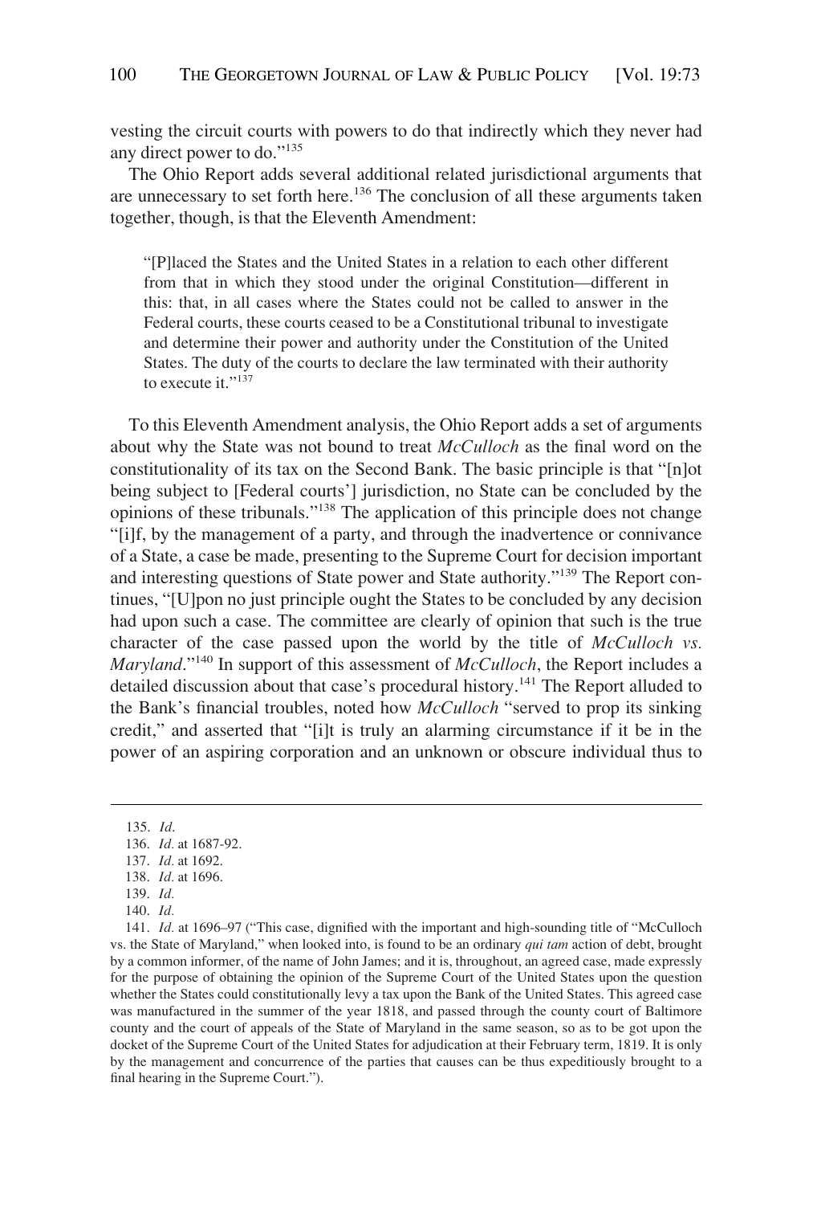vesting the circuit courts with powers to do that indirectly which they never had any direct power to do."[135]

The Ohio Report adds several additional related jurisdictional arguments that are unnecessary to set forth here.[136] The conclusion of all these arguments taken together, though, is that the Eleventh Amendment:

> "[P]laced the States and the United States in a relation to each other different from that in which they stood under the original Constitution—different in this: that, in all cases where the States could not be called to answer in the Federal courts, these courts ceased to be a Constitutional tribunal to investigate and determine their power and authority under the Constitution of the United States. The duty of the courts to declare the law terminated with their authority to execute it."[137]

To this Eleventh Amendment analysis, the Ohio Report adds a set of arguments about why the State was not bound to treat *McCulloch* as the final word on the constitutionality of its tax on the Second Bank. The basic principle is that "[n]ot being subject to [Federal courts'] jurisdiction, no State can be concluded by the opinions of these tribunals."[138] The application of this principle does not change "[i]f, by the management of a party, and through the inadvertence or connivance of a State, a case be made, presenting to the Supreme Court for decision important and interesting questions of State power and State authority."[139] The Report continues, "[U]pon no just principle ought the States to be concluded by any decision had upon such a case. The committee are clearly of opinion that such is the true character of the case passed upon the world by the title of *McCulloch vs. Maryland*."[140] In support of this assessment of *McCulloch*, the Report includes a detailed discussion about that case's procedural history.[141] The Report alluded to the Bank's financial troubles, noted how *McCulloch* "served to prop its sinking credit," and asserted that "[i]t is truly an alarming circumstance if it be in the power of an aspiring corporation and an unknown or obscure individual thus to

---

135. *Id.*

136. *Id.* at 1687-92.

137. *Id.* at 1692.

138. *Id.* at 1696.

139. *Id.*

140. *Id.*

141. *Id.* at 1696–97 ("This case, dignified with the important and high-sounding title of "McCulloch vs. the State of Maryland," when looked into, is found to be an ordinary *qui tam* action of debt, brought by a common informer, of the name of John James; and it is, throughout, an agreed case, made expressly for the purpose of obtaining the opinion of the Supreme Court of the United States upon the question whether the States could constitutionally levy a tax upon the Bank of the United States. This agreed case was manufactured in the summer of the year 1818, and passed through the county court of Baltimore county and the court of appeals of the State of Maryland in the same season, so as to be got upon the docket of the Supreme Court of the United States for adjudication at their February term, 1819. It is only by the management and concurrence of the parties that causes can be thus expeditiously brought to a final hearing in the Supreme Court.").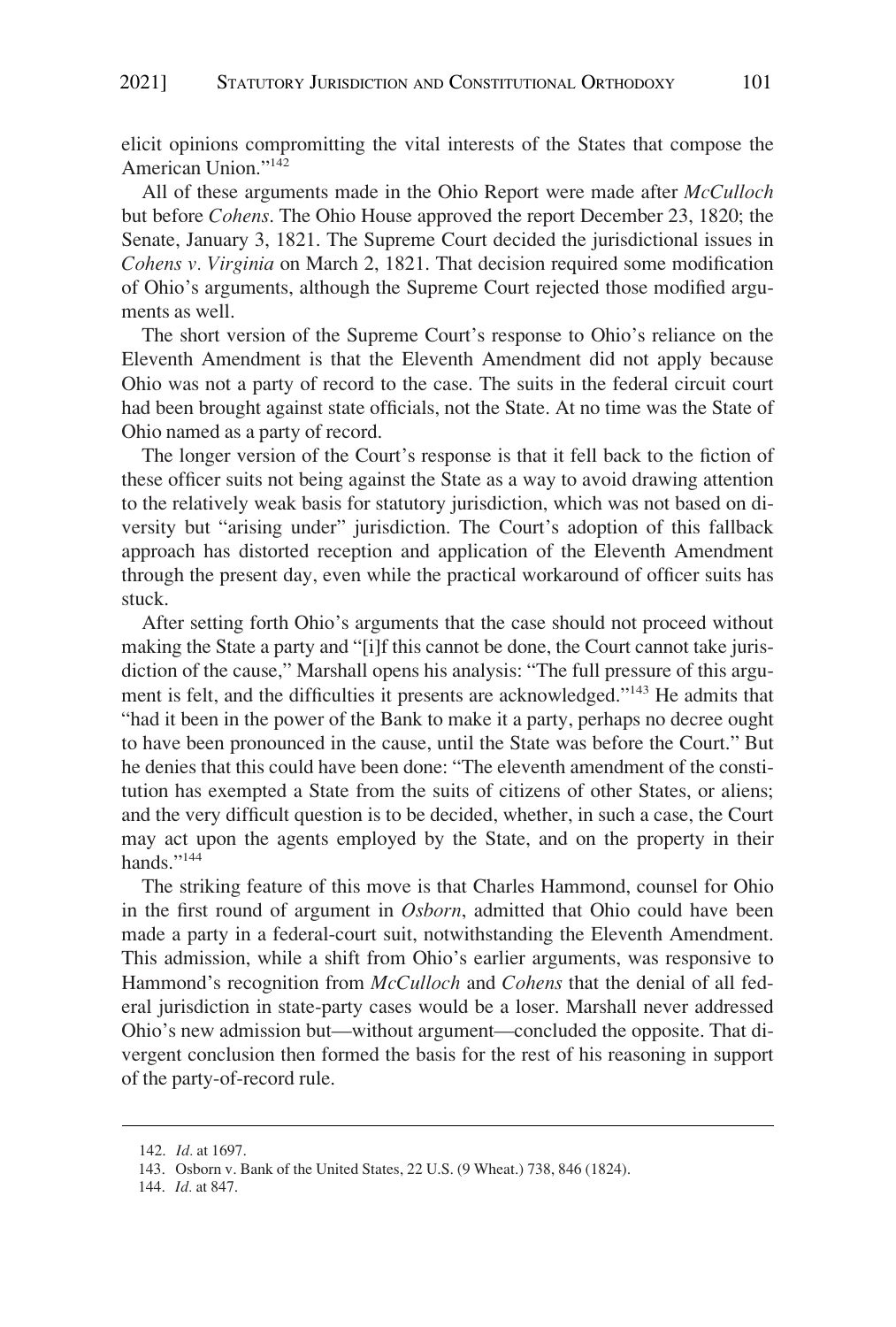elicit opinions compromitting the vital interests of the States that compose the American Union."[142]

All of these arguments made in the Ohio Report were made after *McCulloch* but before *Cohens*. The Ohio House approved the report December 23, 1820; the Senate, January 3, 1821. The Supreme Court decided the jurisdictional issues in *Cohens v. Virginia* on March 2, 1821. That decision required some modification of Ohio's arguments, although the Supreme Court rejected those modified arguments as well.

The short version of the Supreme Court's response to Ohio's reliance on the Eleventh Amendment is that the Eleventh Amendment did not apply because Ohio was not a party of record to the case. The suits in the federal circuit court had been brought against state officials, not the State. At no time was the State of Ohio named as a party of record.

The longer version of the Court's response is that it fell back to the fiction of these officer suits not being against the State as a way to avoid drawing attention to the relatively weak basis for statutory jurisdiction, which was not based on diversity but "arising under" jurisdiction. The Court's adoption of this fallback approach has distorted reception and application of the Eleventh Amendment through the present day, even while the practical workaround of officer suits has stuck.

After setting forth Ohio's arguments that the case should not proceed without making the State a party and "[i]f this cannot be done, the Court cannot take jurisdiction of the cause," Marshall opens his analysis: "The full pressure of this argument is felt, and the difficulties it presents are acknowledged."[143] He admits that "had it been in the power of the Bank to make it a party, perhaps no decree ought to have been pronounced in the cause, until the State was before the Court." But he denies that this could have been done: "The eleventh amendment of the constitution has exempted a State from the suits of citizens of other States, or aliens; and the very difficult question is to be decided, whether, in such a case, the Court may act upon the agents employed by the State, and on the property in their hands."[144]

The striking feature of this move is that Charles Hammond, counsel for Ohio in the first round of argument in *Osborn*, admitted that Ohio could have been made a party in a federal-court suit, notwithstanding the Eleventh Amendment. This admission, while a shift from Ohio's earlier arguments, was responsive to Hammond's recognition from *McCulloch* and *Cohens* that the denial of all federal jurisdiction in state-party cases would be a loser. Marshall never addressed Ohio's new admission but—without argument—concluded the opposite. That divergent conclusion then formed the basis for the rest of his reasoning in support of the party-of-record rule.

---

142. *Id.* at 1697.

143. Osborn v. Bank of the United States, 22 U.S. (9 Wheat.) 738, 846 (1824).

144. *Id.* at 847.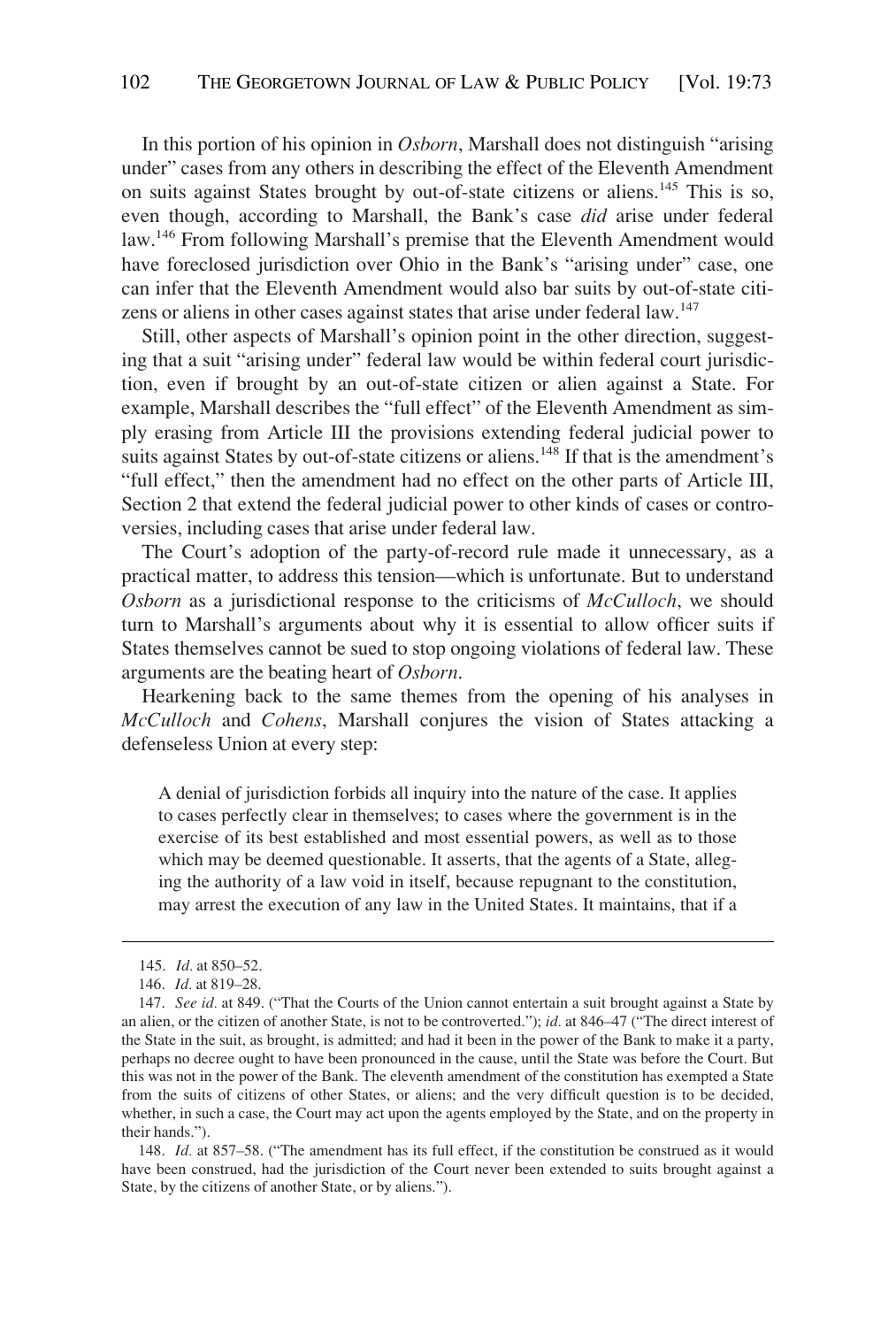In this portion of his opinion in *Osborn*, Marshall does not distinguish "arising under" cases from any others in describing the effect of the Eleventh Amendment on suits against States brought by out-of-state citizens or aliens.[145] This is so, even though, according to Marshall, the Bank's case *did* arise under federal law.[146] From following Marshall's premise that the Eleventh Amendment would have foreclosed jurisdiction over Ohio in the Bank's "arising under" case, one can infer that the Eleventh Amendment would also bar suits by out-of-state citizens or aliens in other cases against states that arise under federal law.[147]

Still, other aspects of Marshall's opinion point in the other direction, suggesting that a suit "arising under" federal law would be within federal court jurisdiction, even if brought by an out-of-state citizen or alien against a State. For example, Marshall describes the "full effect" of the Eleventh Amendment as simply erasing from Article III the provisions extending federal judicial power to suits against States by out-of-state citizens or aliens.[148] If that is the amendment's "full effect," then the amendment had no effect on the other parts of Article III, Section 2 that extend the federal judicial power to other kinds of cases or controversies, including cases that arise under federal law.

The Court's adoption of the party-of-record rule made it unnecessary, as a practical matter, to address this tension—which is unfortunate. But to understand *Osborn* as a jurisdictional response to the criticisms of *McCulloch*, we should turn to Marshall's arguments about why it is essential to allow officer suits if States themselves cannot be sued to stop ongoing violations of federal law. These arguments are the beating heart of *Osborn*.

Hearkening back to the same themes from the opening of his analyses in *McCulloch* and *Cohens*, Marshall conjures the vision of States attacking a defenseless Union at every step:

> A denial of jurisdiction forbids all inquiry into the nature of the case. It applies to cases perfectly clear in themselves; to cases where the government is in the exercise of its best established and most essential powers, as well as to those which may be deemed questionable. It asserts, that the agents of a State, alleging the authority of a law void in itself, because repugnant to the constitution, may arrest the execution of any law in the United States. It maintains, that if a

---

145. *Id.* at 850–52.

146. *Id.* at 819–28.

147. *See id.* at 849. ("That the Courts of the Union cannot entertain a suit brought against a State by an alien, or the citizen of another State, is not to be controverted."); *id.* at 846–47 ("The direct interest of the State in the suit, as brought, is admitted; and had it been in the power of the Bank to make it a party, perhaps no decree ought to have been pronounced in the cause, until the State was before the Court. But this was not in the power of the Bank. The eleventh amendment of the constitution has exempted a State from the suits of citizens of other States, or aliens; and the very difficult question is to be decided, whether, in such a case, the Court may act upon the agents employed by the State, and on the property in their hands.").

148. *Id.* at 857–58. ("The amendment has its full effect, if the constitution be construed as it would have been construed, had the jurisdiction of the Court never been extended to suits brought against a State, by the citizens of another State, or by aliens.").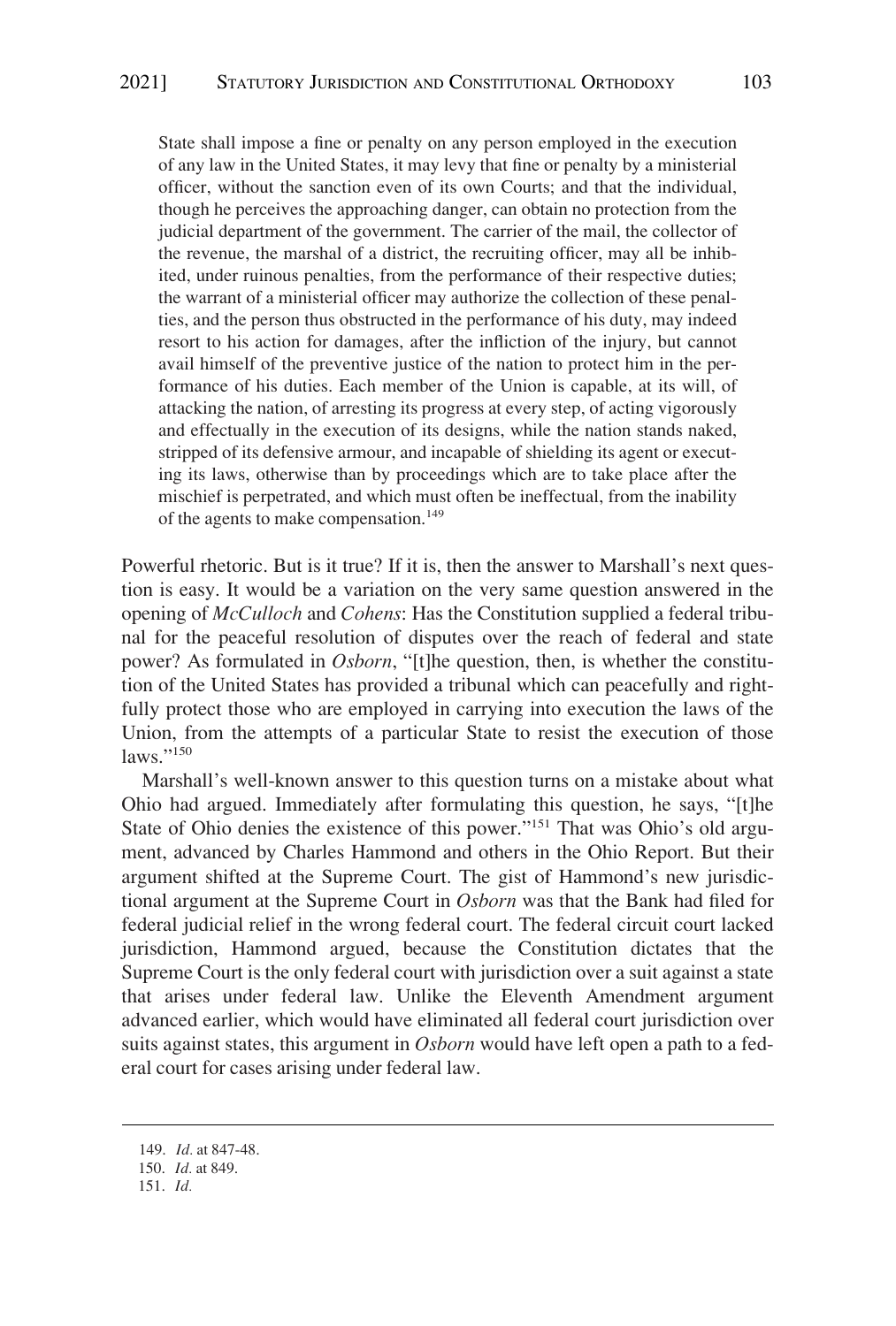> State shall impose a fine or penalty on any person employed in the execution of any law in the United States, it may levy that fine or penalty by a ministerial officer, without the sanction even of its own Courts; and that the individual, though he perceives the approaching danger, can obtain no protection from the judicial department of the government. The carrier of the mail, the collector of the revenue, the marshal of a district, the recruiting officer, may all be inhibited, under ruinous penalties, from the performance of their respective duties; the warrant of a ministerial officer may authorize the collection of these penalties, and the person thus obstructed in the performance of his duty, may indeed resort to his action for damages, after the infliction of the injury, but cannot avail himself of the preventive justice of the nation to protect him in the performance of his duties. Each member of the Union is capable, at its will, of attacking the nation, of arresting its progress at every step, of acting vigorously and effectually in the execution of its designs, while the nation stands naked, stripped of its defensive armour, and incapable of shielding its agent or executing its laws, otherwise than by proceedings which are to take place after the mischief is perpetrated, and which must often be ineffectual, from the inability of the agents to make compensation.[149]

Powerful rhetoric. But is it true? If it is, then the answer to Marshall's next question is easy. It would be a variation on the very same question answered in the opening of *McCulloch* and *Cohens*: Has the Constitution supplied a federal tribunal for the peaceful resolution of disputes over the reach of federal and state power? As formulated in *Osborn*, "[t]he question, then, is whether the constitution of the United States has provided a tribunal which can peacefully and rightfully protect those who are employed in carrying into execution the laws of the Union, from the attempts of a particular State to resist the execution of those laws."[150]

Marshall's well-known answer to this question turns on a mistake about what Ohio had argued. Immediately after formulating this question, he says, "[t]he State of Ohio denies the existence of this power."[151] That was Ohio's old argument, advanced by Charles Hammond and others in the Ohio Report. But their argument shifted at the Supreme Court. The gist of Hammond's new jurisdictional argument at the Supreme Court in *Osborn* was that the Bank had filed for federal judicial relief in the wrong federal court. The federal circuit court lacked jurisdiction, Hammond argued, because the Constitution dictates that the Supreme Court is the only federal court with jurisdiction over a suit against a state that arises under federal law. Unlike the Eleventh Amendment argument advanced earlier, which would have eliminated all federal court jurisdiction over suits against states, this argument in *Osborn* would have left open a path to a federal court for cases arising under federal law.

---

149. *Id.* at 847-48.

150. *Id.* at 849.

151. *Id.*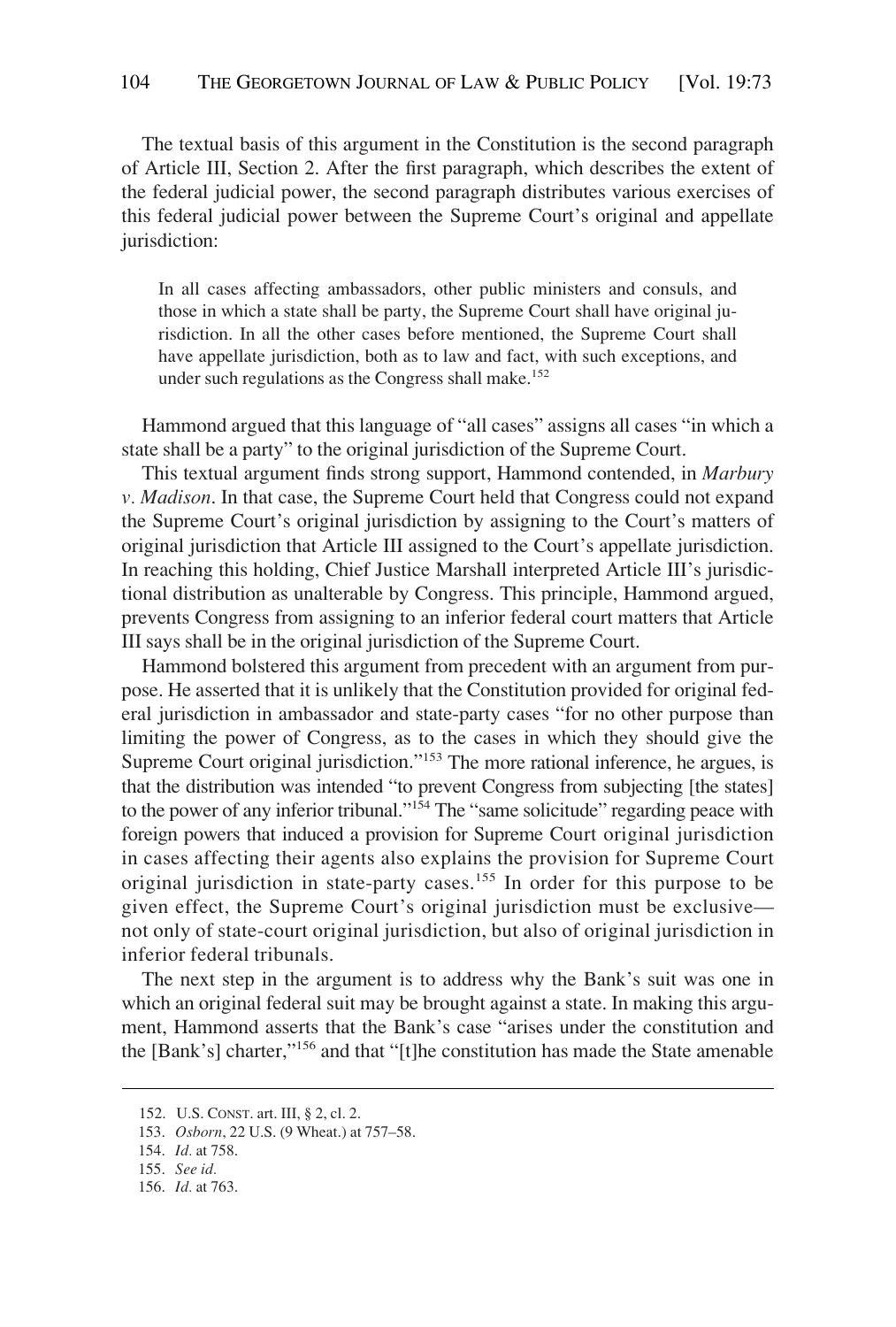The textual basis of this argument in the Constitution is the second paragraph of Article III, Section 2. After the first paragraph, which describes the extent of the federal judicial power, the second paragraph distributes various exercises of this federal judicial power between the Supreme Court's original and appellate jurisdiction:

> In all cases affecting ambassadors, other public ministers and consuls, and those in which a state shall be party, the Supreme Court shall have original jurisdiction. In all the other cases before mentioned, the Supreme Court shall have appellate jurisdiction, both as to law and fact, with such exceptions, and under such regulations as the Congress shall make.[152]

Hammond argued that this language of "all cases" assigns all cases "in which a state shall be a party" to the original jurisdiction of the Supreme Court.

This textual argument finds strong support, Hammond contended, in *Marbury v. Madison*. In that case, the Supreme Court held that Congress could not expand the Supreme Court's original jurisdiction by assigning to the Court's matters of original jurisdiction that Article III assigned to the Court's appellate jurisdiction. In reaching this holding, Chief Justice Marshall interpreted Article III's jurisdictional distribution as unalterable by Congress. This principle, Hammond argued, prevents Congress from assigning to an inferior federal court matters that Article III says shall be in the original jurisdiction of the Supreme Court.

Hammond bolstered this argument from precedent with an argument from purpose. He asserted that it is unlikely that the Constitution provided for original federal jurisdiction in ambassador and state-party cases "for no other purpose than limiting the power of Congress, as to the cases in which they should give the Supreme Court original jurisdiction."[153] The more rational inference, he argues, is that the distribution was intended "to prevent Congress from subjecting [the states] to the power of any inferior tribunal."[154] The "same solicitude" regarding peace with foreign powers that induced a provision for Supreme Court original jurisdiction in cases affecting their agents also explains the provision for Supreme Court original jurisdiction in state-party cases.[155] In order for this purpose to be given effect, the Supreme Court's original jurisdiction must be exclusive—not only of state-court original jurisdiction, but also of original jurisdiction in inferior federal tribunals.

The next step in the argument is to address why the Bank's suit was one in which an original federal suit may be brought against a state. In making this argument, Hammond asserts that the Bank's case "arises under the constitution and the [Bank's] charter,"[156] and that "[t]he constitution has made the State amenable

152. U.S. CONST. art. III, § 2, cl. 2.

153. *Osborn*, 22 U.S. (9 Wheat.) at 757–58.

154. *Id.* at 758.

155. *See id.*

156. *Id.* at 763.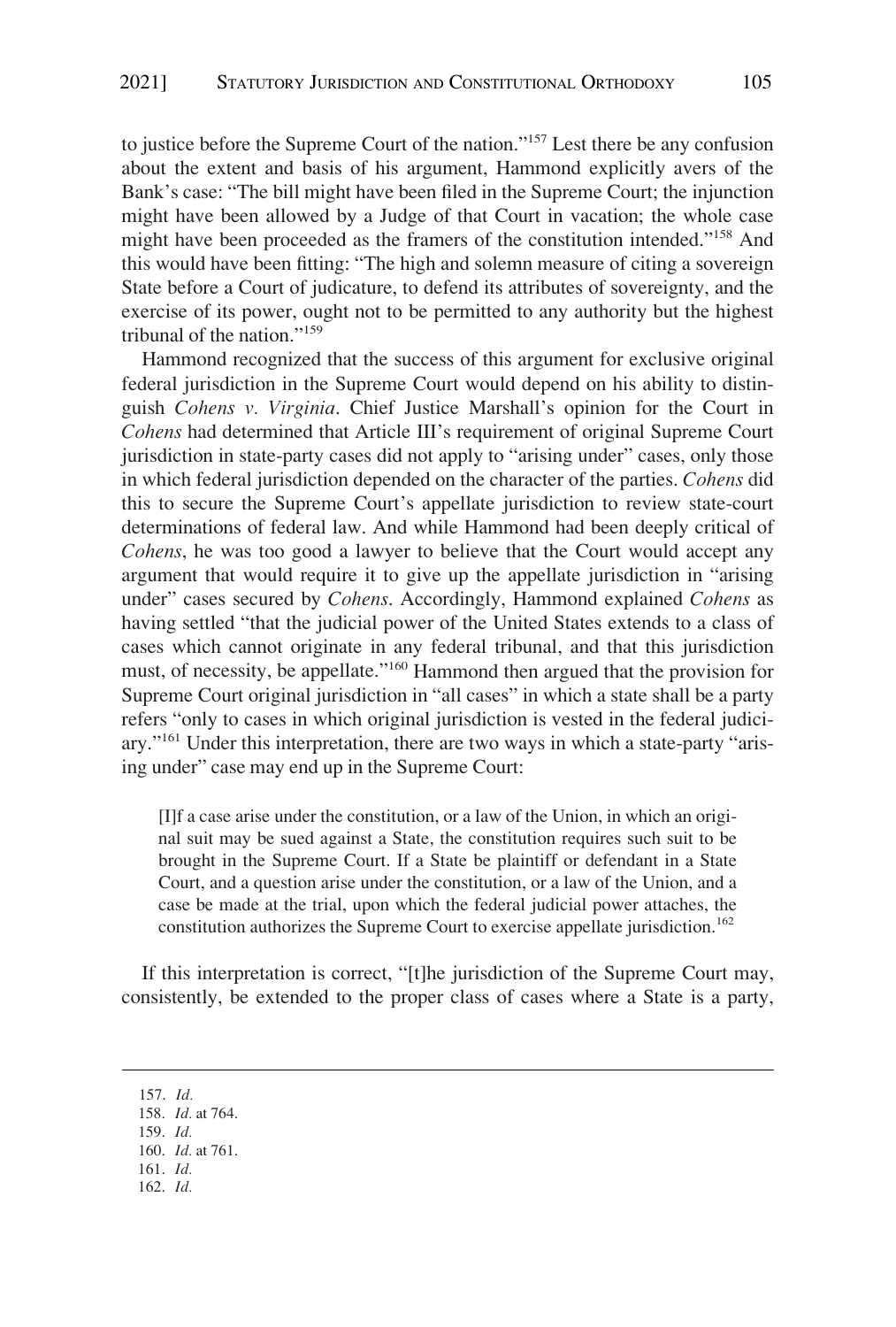to justice before the Supreme Court of the nation."[157] Lest there be any confusion about the extent and basis of his argument, Hammond explicitly avers of the Bank's case: "The bill might have been filed in the Supreme Court; the injunction might have been allowed by a Judge of that Court in vacation; the whole case might have been proceeded as the framers of the constitution intended."[158] And this would have been fitting: "The high and solemn measure of citing a sovereign State before a Court of judicature, to defend its attributes of sovereignty, and the exercise of its power, ought not to be permitted to any authority but the highest tribunal of the nation."[159]

Hammond recognized that the success of this argument for exclusive original federal jurisdiction in the Supreme Court would depend on his ability to distinguish *Cohens v. Virginia*. Chief Justice Marshall's opinion for the Court in *Cohens* had determined that Article III's requirement of original Supreme Court jurisdiction in state-party cases did not apply to "arising under" cases, only those in which federal jurisdiction depended on the character of the parties. *Cohens* did this to secure the Supreme Court's appellate jurisdiction to review state-court determinations of federal law. And while Hammond had been deeply critical of *Cohens*, he was too good a lawyer to believe that the Court would accept any argument that would require it to give up the appellate jurisdiction in "arising under" cases secured by *Cohens*. Accordingly, Hammond explained *Cohens* as having settled "that the judicial power of the United States extends to a class of cases which cannot originate in any federal tribunal, and that this jurisdiction must, of necessity, be appellate."[160] Hammond then argued that the provision for Supreme Court original jurisdiction in "all cases" in which a state shall be a party refers "only to cases in which original jurisdiction is vested in the federal judiciary."[161] Under this interpretation, there are two ways in which a state-party "arising under" case may end up in the Supreme Court:

> [I]f a case arise under the constitution, or a law of the Union, in which an original suit may be sued against a State, the constitution requires such suit to be brought in the Supreme Court. If a State be plaintiff or defendant in a State Court, and a question arise under the constitution, or a law of the Union, and a case be made at the trial, upon which the federal judicial power attaches, the constitution authorizes the Supreme Court to exercise appellate jurisdiction.[162]

If this interpretation is correct, "[t]he jurisdiction of the Supreme Court may, consistently, be extended to the proper class of cases where a State is a party,

---

157. *Id.*
158. *Id.* at 764.
159. *Id.*
160. *Id.* at 761.
161. *Id.*
162. *Id.*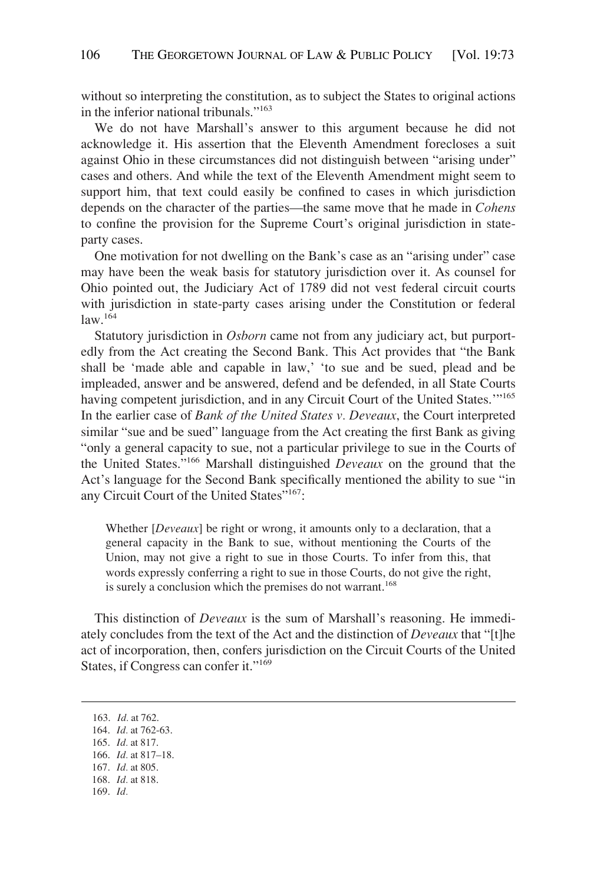without so interpreting the constitution, as to subject the States to original actions in the inferior national tribunals."[163]

We do not have Marshall's answer to this argument because he did not acknowledge it. His assertion that the Eleventh Amendment forecloses a suit against Ohio in these circumstances did not distinguish between "arising under" cases and others. And while the text of the Eleventh Amendment might seem to support him, that text could easily be confined to cases in which jurisdiction depends on the character of the parties—the same move that he made in *Cohens* to confine the provision for the Supreme Court's original jurisdiction in state-party cases.

One motivation for not dwelling on the Bank's case as an "arising under" case may have been the weak basis for statutory jurisdiction over it. As counsel for Ohio pointed out, the Judiciary Act of 1789 did not vest federal circuit courts with jurisdiction in state-party cases arising under the Constitution or federal law.[164]

Statutory jurisdiction in *Osborn* came not from any judiciary act, but purportedly from the Act creating the Second Bank. This Act provides that "the Bank shall be 'made able and capable in law,' 'to sue and be sued, plead and be impleaded, answer and be answered, defend and be defended, in all State Courts having competent jurisdiction, and in any Circuit Court of the United States.'"[165] In the earlier case of *Bank of the United States v. Deveaux*, the Court interpreted similar "sue and be sued" language from the Act creating the first Bank as giving "only a general capacity to sue, not a particular privilege to sue in the Courts of the United States."[166] Marshall distinguished *Deveaux* on the ground that the Act's language for the Second Bank specifically mentioned the ability to sue "in any Circuit Court of the United States"[167]:

> Whether [*Deveaux*] be right or wrong, it amounts only to a declaration, that a general capacity in the Bank to sue, without mentioning the Courts of the Union, may not give a right to sue in those Courts. To infer from this, that words expressly conferring a right to sue in those Courts, do not give the right, is surely a conclusion which the premises do not warrant.[168]

This distinction of *Deveaux* is the sum of Marshall's reasoning. He immediately concludes from the text of the Act and the distinction of *Deveaux* that "[t]he act of incorporation, then, confers jurisdiction on the Circuit Courts of the United States, if Congress can confer it."[169]

---

163. *Id.* at 762.
164. *Id.* at 762-63.
165. *Id.* at 817.
166. *Id.* at 817–18.
167. *Id.* at 805.
168. *Id.* at 818.
169. *Id.*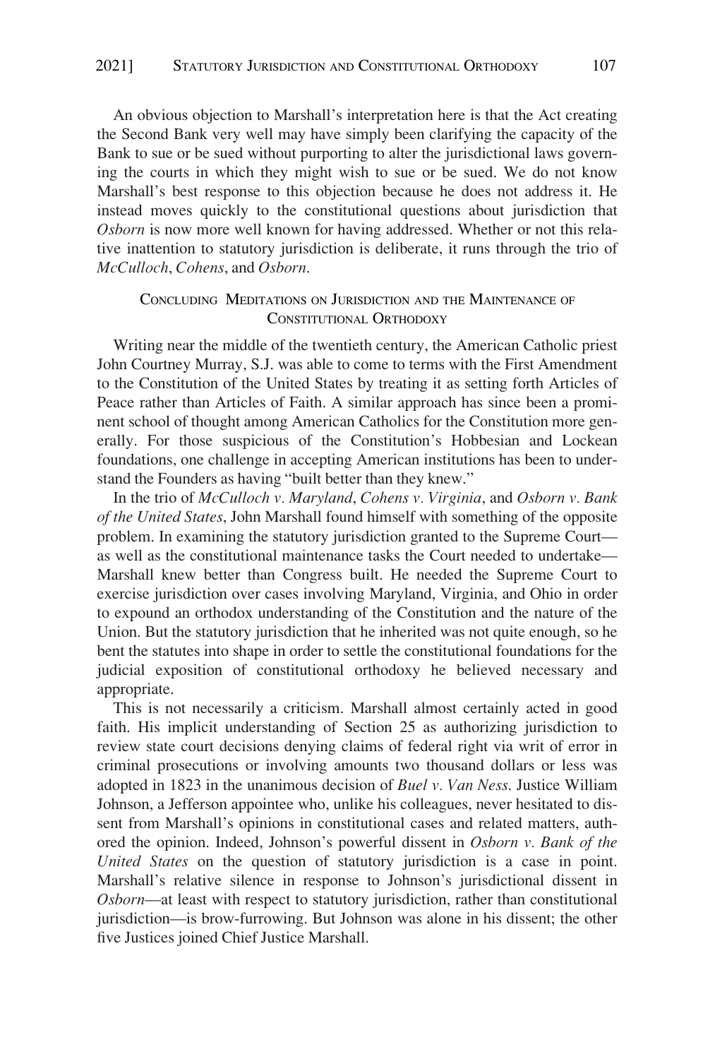An obvious objection to Marshall's interpretation here is that the Act creating the Second Bank very well may have simply been clarifying the capacity of the Bank to sue or be sued without purporting to alter the jurisdictional laws governing the courts in which they might wish to sue or be sued. We do not know Marshall's best response to this objection because he does not address it. He instead moves quickly to the constitutional questions about jurisdiction that *Osborn* is now more well known for having addressed. Whether or not this relative inattention to statutory jurisdiction is deliberate, it runs through the trio of *McCulloch*, *Cohens*, and *Osborn*.

## Concluding Meditations on Jurisdiction and the Maintenance of Constitutional Orthodoxy

Writing near the middle of the twentieth century, the American Catholic priest John Courtney Murray, S.J. was able to come to terms with the First Amendment to the Constitution of the United States by treating it as setting forth Articles of Peace rather than Articles of Faith. A similar approach has since been a prominent school of thought among American Catholics for the Constitution more generally. For those suspicious of the Constitution's Hobbesian and Lockean foundations, one challenge in accepting American institutions has been to understand the Founders as having "built better than they knew."

In the trio of *McCulloch v. Maryland*, *Cohens v. Virginia*, and *Osborn v. Bank of the United States*, John Marshall found himself with something of the opposite problem. In examining the statutory jurisdiction granted to the Supreme Court—as well as the constitutional maintenance tasks the Court needed to undertake—Marshall knew better than Congress built. He needed the Supreme Court to exercise jurisdiction over cases involving Maryland, Virginia, and Ohio in order to expound an orthodox understanding of the Constitution and the nature of the Union. But the statutory jurisdiction that he inherited was not quite enough, so he bent the statutes into shape in order to settle the constitutional foundations for the judicial exposition of constitutional orthodoxy he believed necessary and appropriate.

This is not necessarily a criticism. Marshall almost certainly acted in good faith. His implicit understanding of Section 25 as authorizing jurisdiction to review state court decisions denying claims of federal right via writ of error in criminal prosecutions or involving amounts two thousand dollars or less was adopted in 1823 in the unanimous decision of *Buel v. Van Ness*. Justice William Johnson, a Jefferson appointee who, unlike his colleagues, never hesitated to dissent from Marshall's opinions in constitutional cases and related matters, authored the opinion. Indeed, Johnson's powerful dissent in *Osborn v. Bank of the United States* on the question of statutory jurisdiction is a case in point. Marshall's relative silence in response to Johnson's jurisdictional dissent in *Osborn*—at least with respect to statutory jurisdiction, rather than constitutional jurisdiction—is brow-furrowing. But Johnson was alone in his dissent; the other five Justices joined Chief Justice Marshall.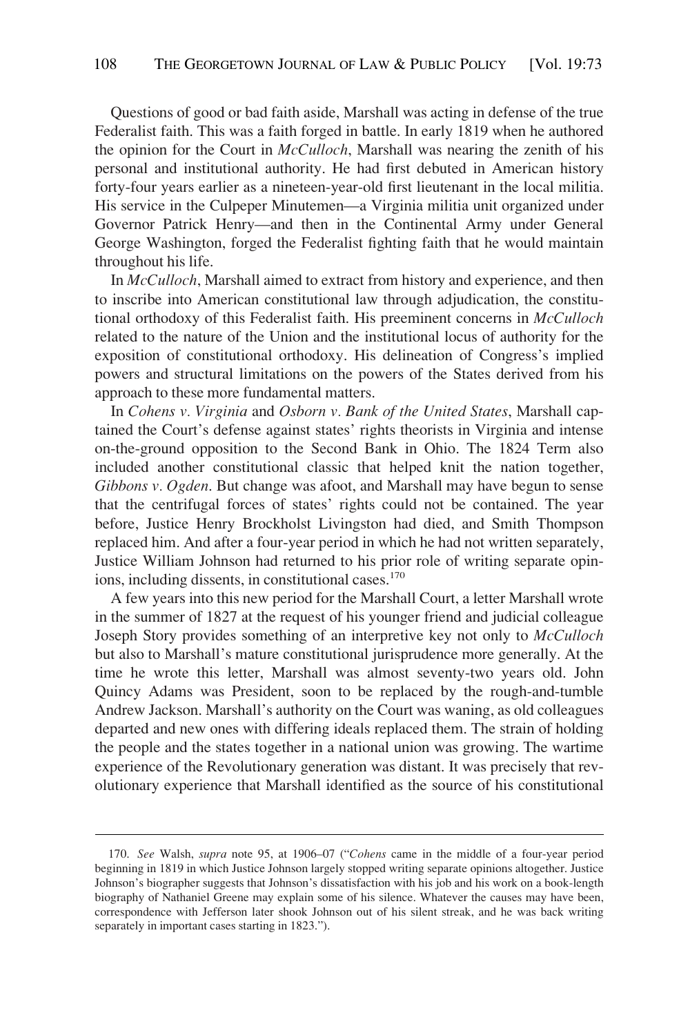Questions of good or bad faith aside, Marshall was acting in defense of the true Federalist faith. This was a faith forged in battle. In early 1819 when he authored the opinion for the Court in *McCulloch*, Marshall was nearing the zenith of his personal and institutional authority. He had first debuted in American history forty-four years earlier as a nineteen-year-old first lieutenant in the local militia. His service in the Culpeper Minutemen—a Virginia militia unit organized under Governor Patrick Henry—and then in the Continental Army under General George Washington, forged the Federalist fighting faith that he would maintain throughout his life.

In *McCulloch*, Marshall aimed to extract from history and experience, and then to inscribe into American constitutional law through adjudication, the constitutional orthodoxy of this Federalist faith. His preeminent concerns in *McCulloch* related to the nature of the Union and the institutional locus of authority for the exposition of constitutional orthodoxy. His delineation of Congress's implied powers and structural limitations on the powers of the States derived from his approach to these more fundamental matters.

In *Cohens v. Virginia* and *Osborn v. Bank of the United States*, Marshall captained the Court's defense against states' rights theorists in Virginia and intense on-the-ground opposition to the Second Bank in Ohio. The 1824 Term also included another constitutional classic that helped knit the nation together, *Gibbons v. Ogden*. But change was afoot, and Marshall may have begun to sense that the centrifugal forces of states' rights could not be contained. The year before, Justice Henry Brockholst Livingston had died, and Smith Thompson replaced him. And after a four-year period in which he had not written separately, Justice William Johnson had returned to his prior role of writing separate opinions, including dissents, in constitutional cases.[170]

A few years into this new period for the Marshall Court, a letter Marshall wrote in the summer of 1827 at the request of his younger friend and judicial colleague Joseph Story provides something of an interpretive key not only to *McCulloch* but also to Marshall's mature constitutional jurisprudence more generally. At the time he wrote this letter, Marshall was almost seventy-two years old. John Quincy Adams was President, soon to be replaced by the rough-and-tumble Andrew Jackson. Marshall's authority on the Court was waning, as old colleagues departed and new ones with differing ideals replaced them. The strain of holding the people and the states together in a national union was growing. The wartime experience of the Revolutionary generation was distant. It was precisely that revolutionary experience that Marshall identified as the source of his constitutional

---

170. *See* Walsh, *supra* note 95, at 1906–07 ("*Cohens* came in the middle of a four-year period beginning in 1819 in which Justice Johnson largely stopped writing separate opinions altogether. Justice Johnson's biographer suggests that Johnson's dissatisfaction with his job and his work on a book-length biography of Nathaniel Greene may explain some of his silence. Whatever the causes may have been, correspondence with Jefferson later shook Johnson out of his silent streak, and he was back writing separately in important cases starting in 1823.").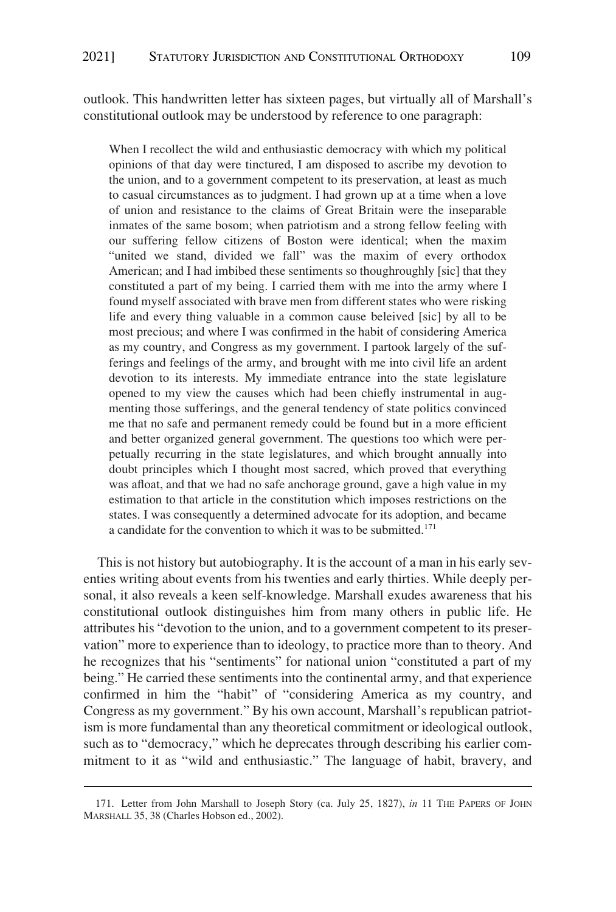outlook. This handwritten letter has sixteen pages, but virtually all of Marshall's constitutional outlook may be understood by reference to one paragraph:

> When I recollect the wild and enthusiastic democracy with which my political opinions of that day were tinctured, I am disposed to ascribe my devotion to the union, and to a government competent to its preservation, at least as much to casual circumstances as to judgment. I had grown up at a time when a love of union and resistance to the claims of Great Britain were the inseparable inmates of the same bosom; when patriotism and a strong fellow feeling with our suffering fellow citizens of Boston were identical; when the maxim "united we stand, divided we fall" was the maxim of every orthodox American; and I had imbibed these sentiments so thoughroughly [sic] that they constituted a part of my being. I carried them with me into the army where I found myself associated with brave men from different states who were risking life and every thing valuable in a common cause beleived [sic] by all to be most precious; and where I was confirmed in the habit of considering America as my country, and Congress as my government. I partook largely of the sufferings and feelings of the army, and brought with me into civil life an ardent devotion to its interests. My immediate entrance into the state legislature opened to my view the causes which had been chiefly instrumental in augmenting those sufferings, and the general tendency of state politics convinced me that no safe and permanent remedy could be found but in a more efficient and better organized general government. The questions too which were perpetually recurring in the state legislatures, and which brought annually into doubt principles which I thought most sacred, which proved that everything was afloat, and that we had no safe anchorage ground, gave a high value in my estimation to that article in the constitution which imposes restrictions on the states. I was consequently a determined advocate for its adoption, and became a candidate for the convention to which it was to be submitted.[171]

This is not history but autobiography. It is the account of a man in his early seventies writing about events from his twenties and early thirties. While deeply personal, it also reveals a keen self-knowledge. Marshall exudes awareness that his constitutional outlook distinguishes him from many others in public life. He attributes his "devotion to the union, and to a government competent to its preservation" more to experience than to ideology, to practice more than to theory. And he recognizes that his "sentiments" for national union "constituted a part of my being." He carried these sentiments into the continental army, and that experience confirmed in him the "habit" of "considering America as my country, and Congress as my government." By his own account, Marshall's republican patriotism is more fundamental than any theoretical commitment or ideological outlook, such as to "democracy," which he deprecates through describing his earlier commitment to it as "wild and enthusiastic." The language of habit, bravery, and

171. Letter from John Marshall to Joseph Story (ca. July 25, 1827), *in* 11 THE PAPERS OF JOHN MARSHALL 35, 38 (Charles Hobson ed., 2002).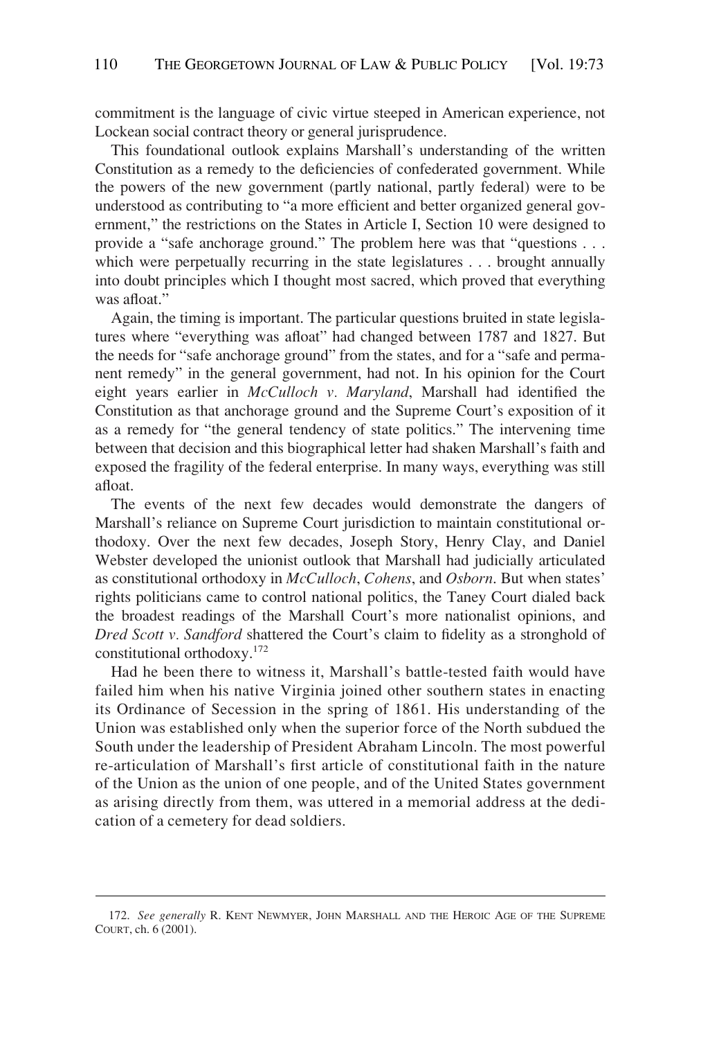commitment is the language of civic virtue steeped in American experience, not Lockean social contract theory or general jurisprudence.

This foundational outlook explains Marshall's understanding of the written Constitution as a remedy to the deficiencies of confederated government. While the powers of the new government (partly national, partly federal) were to be understood as contributing to "a more efficient and better organized general government," the restrictions on the States in Article I, Section 10 were designed to provide a "safe anchorage ground." The problem here was that "questions . . . which were perpetually recurring in the state legislatures . . . brought annually into doubt principles which I thought most sacred, which proved that everything was afloat."

Again, the timing is important. The particular questions bruited in state legislatures where "everything was afloat" had changed between 1787 and 1827. But the needs for "safe anchorage ground" from the states, and for a "safe and permanent remedy" in the general government, had not. In his opinion for the Court eight years earlier in *McCulloch v. Maryland*, Marshall had identified the Constitution as that anchorage ground and the Supreme Court's exposition of it as a remedy for "the general tendency of state politics." The intervening time between that decision and this biographical letter had shaken Marshall's faith and exposed the fragility of the federal enterprise. In many ways, everything was still afloat.

The events of the next few decades would demonstrate the dangers of Marshall's reliance on Supreme Court jurisdiction to maintain constitutional orthodoxy. Over the next few decades, Joseph Story, Henry Clay, and Daniel Webster developed the unionist outlook that Marshall had judicially articulated as constitutional orthodoxy in *McCulloch*, *Cohens*, and *Osborn*. But when states' rights politicians came to control national politics, the Taney Court dialed back the broadest readings of the Marshall Court's more nationalist opinions, and *Dred Scott v. Sandford* shattered the Court's claim to fidelity as a stronghold of constitutional orthodoxy.[172]

Had he been there to witness it, Marshall's battle-tested faith would have failed him when his native Virginia joined other southern states in enacting its Ordinance of Secession in the spring of 1861. His understanding of the Union was established only when the superior force of the North subdued the South under the leadership of President Abraham Lincoln. The most powerful re-articulation of Marshall's first article of constitutional faith in the nature of the Union as the union of one people, and of the United States government as arising directly from them, was uttered in a memorial address at the dedication of a cemetery for dead soldiers.

---

172. *See generally* R. KENT NEWMYER, JOHN MARSHALL AND THE HEROIC AGE OF THE SUPREME COURT, ch. 6 (2001).